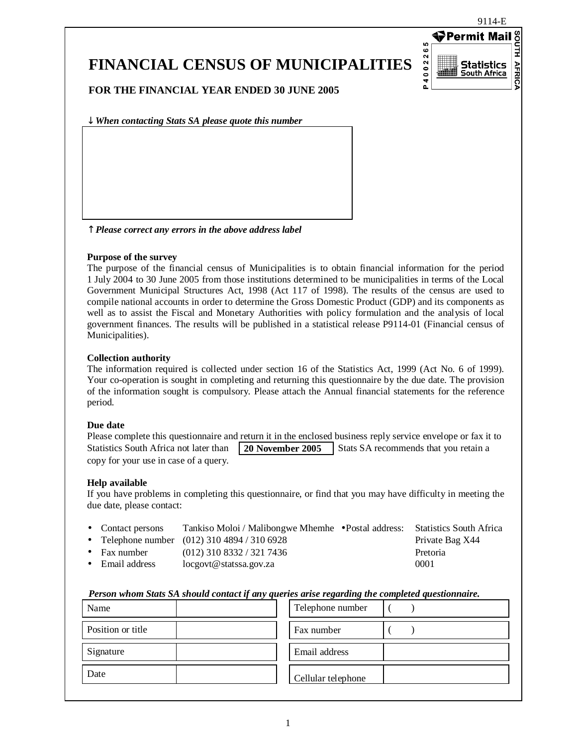9114-E

Permit Mail — P 4 0 0 2 2 6 5 — Statistics South Africa — SOUTH AFRICA

# FINANCIAL CENSUS OF MUNICIPALITIES

### FOR THE FINANCIAL YEAR ENDED 30 JUNE 2005

↓ *When contacting Stats SA please quote this number*

↑ *Please correct any errors in the above address label*

**Purpose of the survey**

The purpose of the financial census of Municipalities is to obtain financial information for the period 1 July 2004 to 30 June 2005 from those institutions determined to be municipalities in terms of the Local Government Municipal Structures Act, 1998 (Act 117 of 1998). The results of the census are used to compile national accounts in order to determine the Gross Domestic Product (GDP) and its components as well as to assist the Fiscal and Monetary Authorities with policy formulation and the analysis of local government finances. The results will be published in a statistical release P9114-01 (Financial census of Municipalities).

**Collection authority**

The information required is collected under section 16 of the Statistics Act, 1999 (Act No. 6 of 1999). Your co-operation is sought in completing and returning this questionnaire by the due date. The provision of the information sought is compulsory. Please attach the Annual financial statements for the reference period.

**Due date**

Please complete this questionnaire and return it in the enclosed business reply service envelope or fax it to Statistics South Africa not later than **20 November 2005** Stats SA recommends that you retain a copy for your use in case of a query.

**Help available**

If you have problems in completing this questionnaire, or find that you may have difficulty in meeting the due date, please contact:

- Contact persons: Tankiso Moloi / Malibongwe Mhemhe
- Telephone number: (012) 310 4894 / 310 6928
- Fax number: (012) 310 8332 / 321 7436
- Email address: locgovt@statssa.gov.za
- Postal address: Statistics South Africa, Private Bag X44, Pretoria, 0001

***Person whom Stats SA should contact if any queries arise regarding the completed questionnaire.***

| Name | | Telephone number | ( ) |
|---|---|---|---|
| Position or title | | Fax number | ( ) |
| Signature | | Email address | |
| Date | | Cellular telephone | |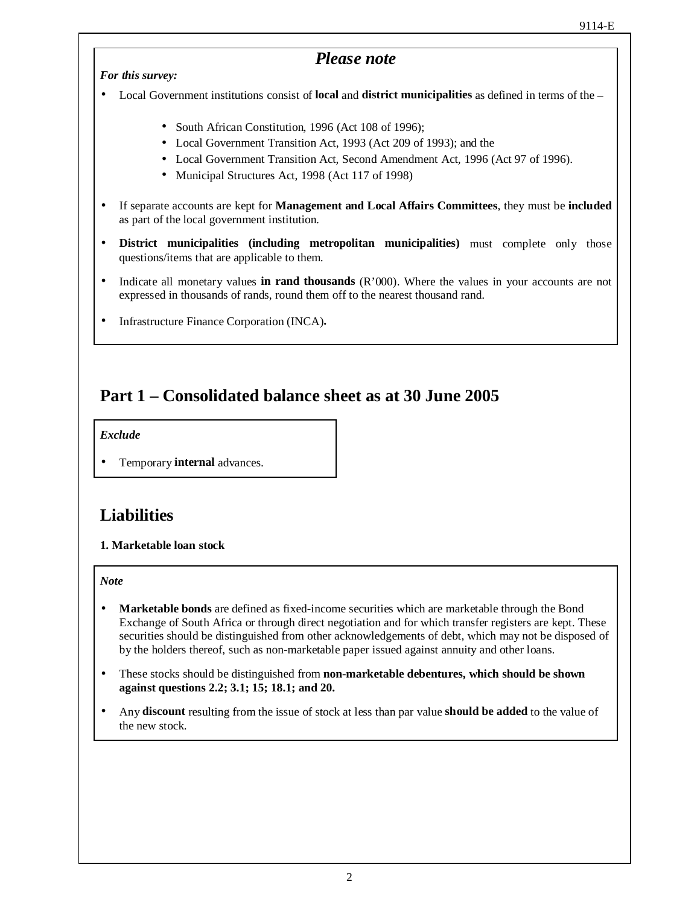## *Please note*

***For this survey:***

- Local Government institutions consist of **local** and **district municipalities** as defined in terms of the –
    - South African Constitution, 1996 (Act 108 of 1996);
    - Local Government Transition Act, 1993 (Act 209 of 1993); and the
    - Local Government Transition Act, Second Amendment Act, 1996 (Act 97 of 1996).
    - Municipal Structures Act, 1998 (Act 117 of 1998)
- If separate accounts are kept for **Management and Local Affairs Committees**, they must be **included** as part of the local government institution.
- **District municipalities (including metropolitan municipalities)** must complete only those questions/items that are applicable to them.
- Indicate all monetary values **in rand thousands** (R'000). Where the values in your accounts are not expressed in thousands of rands, round them off to the nearest thousand rand.
- Infrastructure Finance Corporation (INCA)**.**

# Part 1 – Consolidated balance sheet as at 30 June 2005

***Exclude***

- Temporary **internal** advances.

# Liabilities

**1. Marketable loan stock**

***Note***

- **Marketable bonds** are defined as fixed-income securities which are marketable through the Bond Exchange of South Africa or through direct negotiation and for which transfer registers are kept. These securities should be distinguished from other acknowledgements of debt, which may not be disposed of by the holders thereof, such as non-marketable paper issued against annuity and other loans.
- These stocks should be distinguished from **non-marketable debentures, which should be shown against questions 2.2; 3.1; 15; 18.1; and 20.**
- Any **discount** resulting from the issue of stock at less than par value **should be added** to the value of the new stock.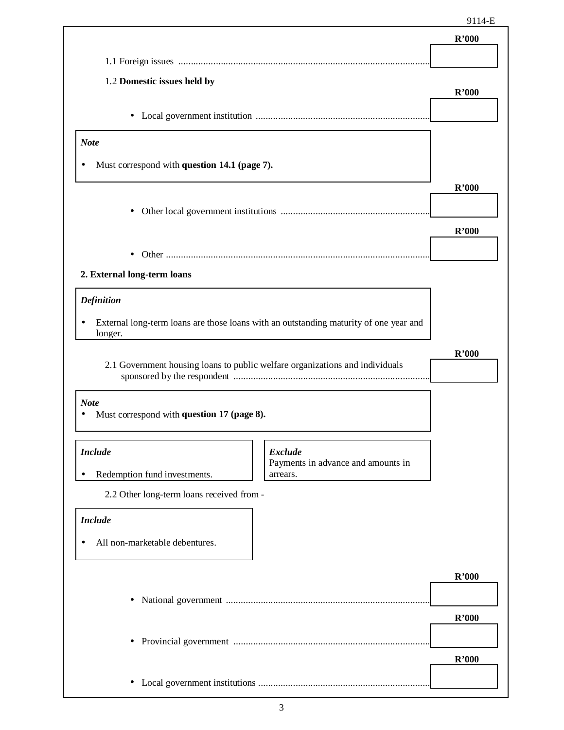1.1 Foreign issues ........................................................................................................ R'000 |   |

1.2 **Domestic issues held by**

- Local government institution ........................................................................ R'000 |   |

> ***Note***
>
> - Must correspond with **question 14.1 (page 7).**

- Other local government institutions ............................................................ R'000 |   |
- Other .............................................................................................................. R'000 |   |

**2. External long-term loans**

> ***Definition***
>
> - External long-term loans are those loans with an outstanding maturity of one year and longer.

2.1 Government housing loans to public welfare organizations and individuals sponsored by the respondent ................................................................................ R'000 |   |

> ***Note***
> - Must correspond with **question 17 (page 8).**

> ***Include***
>
> - Redemption fund investments.

> ***Exclude***
> Payments in advance and amounts in arrears.

2.2 Other long-term loans received from -

> ***Include***
>
> - All non-marketable debentures.

- National government ...................................................................................... R'000 |   |
- Provincial government .................................................................................. R'000 |   |
- Local government institutions ........................................................................ R'000 |   |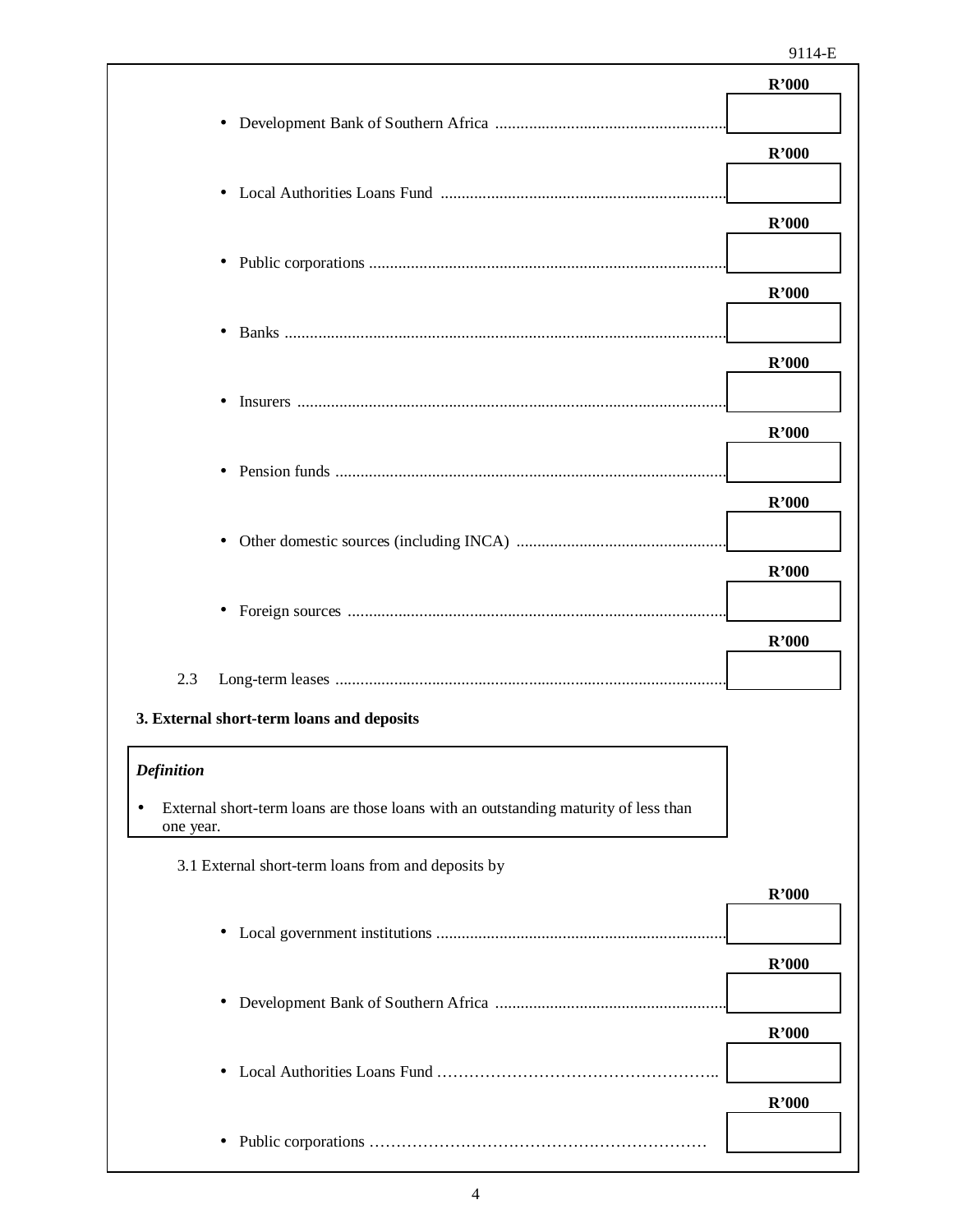- Development Bank of Southern Africa ........................................................ R'000
- Local Authorities Loans Fund .................................................................... R'000
- Public corporations ...................................................................................... R'000
- Banks ........................................................................................................... R'000
- Insurers ....................................................................................................... R'000
- Pension funds .............................................................................................. R'000
- Other domestic sources (including INCA) .................................................. R'000
- Foreign sources ........................................................................................... R'000

2.3 Long-term leases ........................................................................................... R'000

**3. External short-term loans and deposits**

> ***Definition***
>
> - External short-term loans are those loans with an outstanding maturity of less than one year.

3.1 External short-term loans from and deposits by

- Local government institutions ..................................................................... R'000
- Development Bank of Southern Africa ....................................................... R'000
- Local Authorities Loans Fund …………………………………………….. R'000
- Public corporations ……………………………………………………… R'000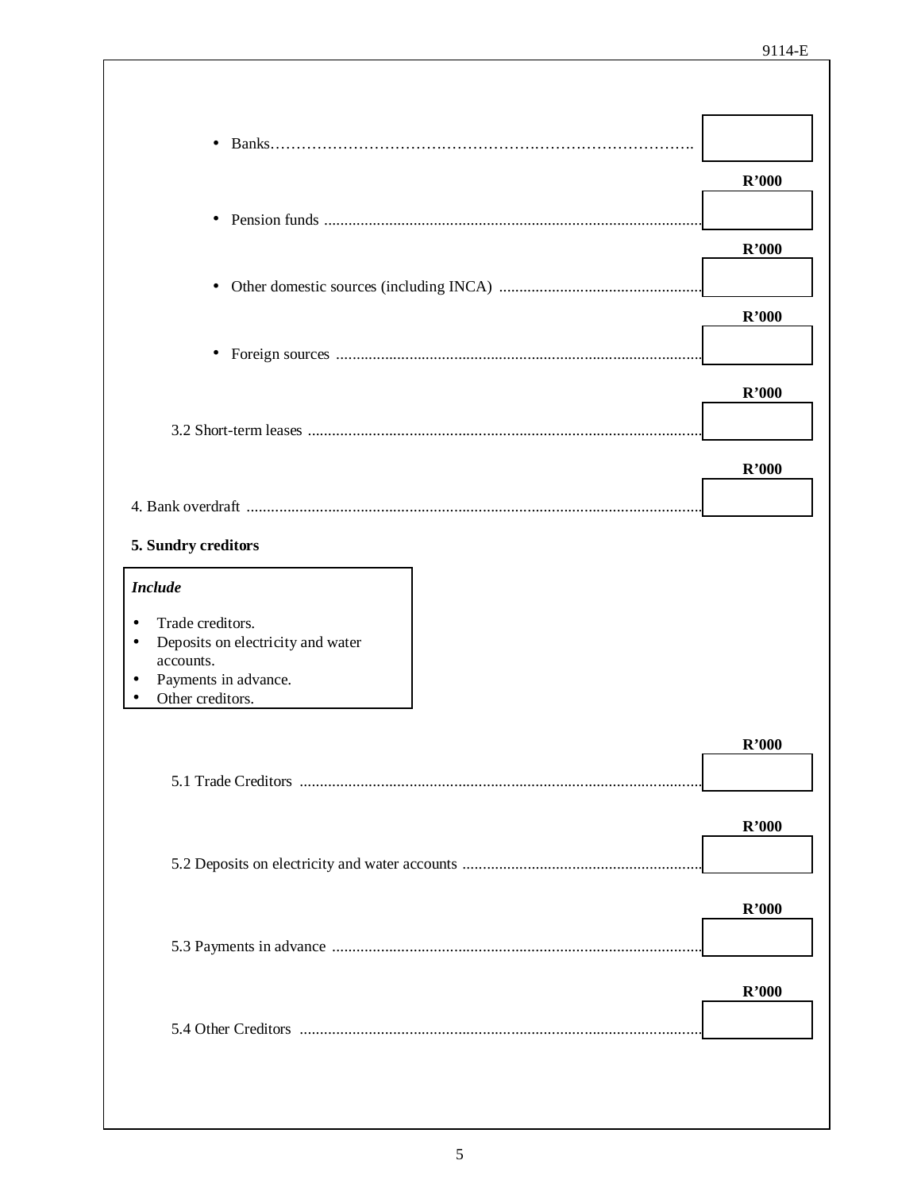- Banks…………………………………………………………………………. R'000

- Pension funds .............................................................................................. R'000

- Other domestic sources (including INCA) .................................................. R'000

- Foreign sources ........................................................................................... R'000

3.2 Short-term leases .................................................................................................. R'000

4. Bank overdraft ................................................................................................................. R'000

**5. Sundry creditors**

> ***Include***
>
> - Trade creditors.
> - Deposits on electricity and water accounts.
> - Payments in advance.
> - Other creditors.

5.1 Trade Creditors .................................................................................................... R'000

5.2 Deposits on electricity and water accounts ........................................................... R'000

5.3 Payments in advance ............................................................................................ R'000

5.4 Other Creditors .................................................................................................... R'000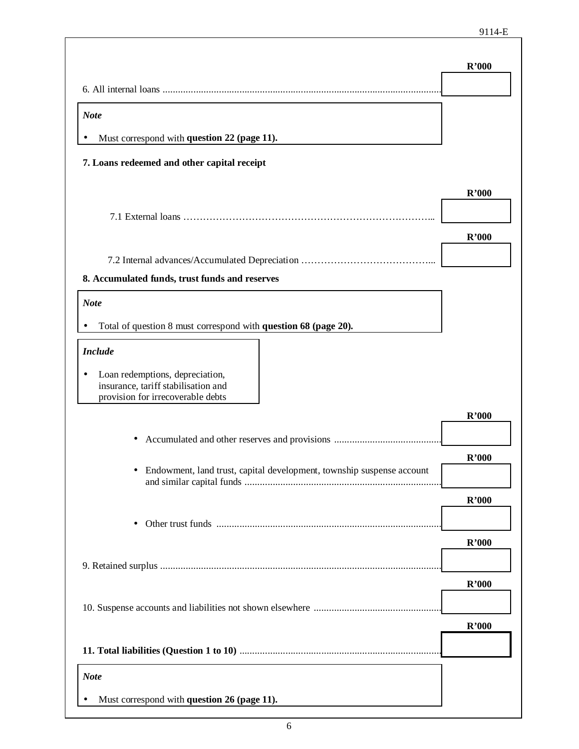6. All internal loans ............................................................................................................. R'000

> *Note*
>
> - Must correspond with **question 22 (page 11).**

**7. Loans redeemed and other capital receipt**

7.1 External loans ……………………………………………………………………... R'000

7.2 Internal advances/Accumulated Depreciation …………………………………... R'000

**8. Accumulated funds, trust funds and reserves**

> *Note*
>
> - Total of question 8 must correspond with **question 68 (page 20).**

> *Include*
>
> - Loan redemptions, depreciation, insurance, tariff stabilisation and provision for irrecoverable debts

- Accumulated and other reserves and provisions .......................................... R'000
- Endowment, land trust, capital development, township suspense account and similar capital funds ............................................................................ R'000
- Other trust funds ........................................................................................ R'000

9. Retained surplus ............................................................................................................. R'000

10. Suspense accounts and liabilities not shown elsewhere ................................................. R'000

**11. Total liabilities (Question 1 to 10)** .............................................................................. R'000

> *Note*
>
> - Must correspond with **question 26 (page 11).**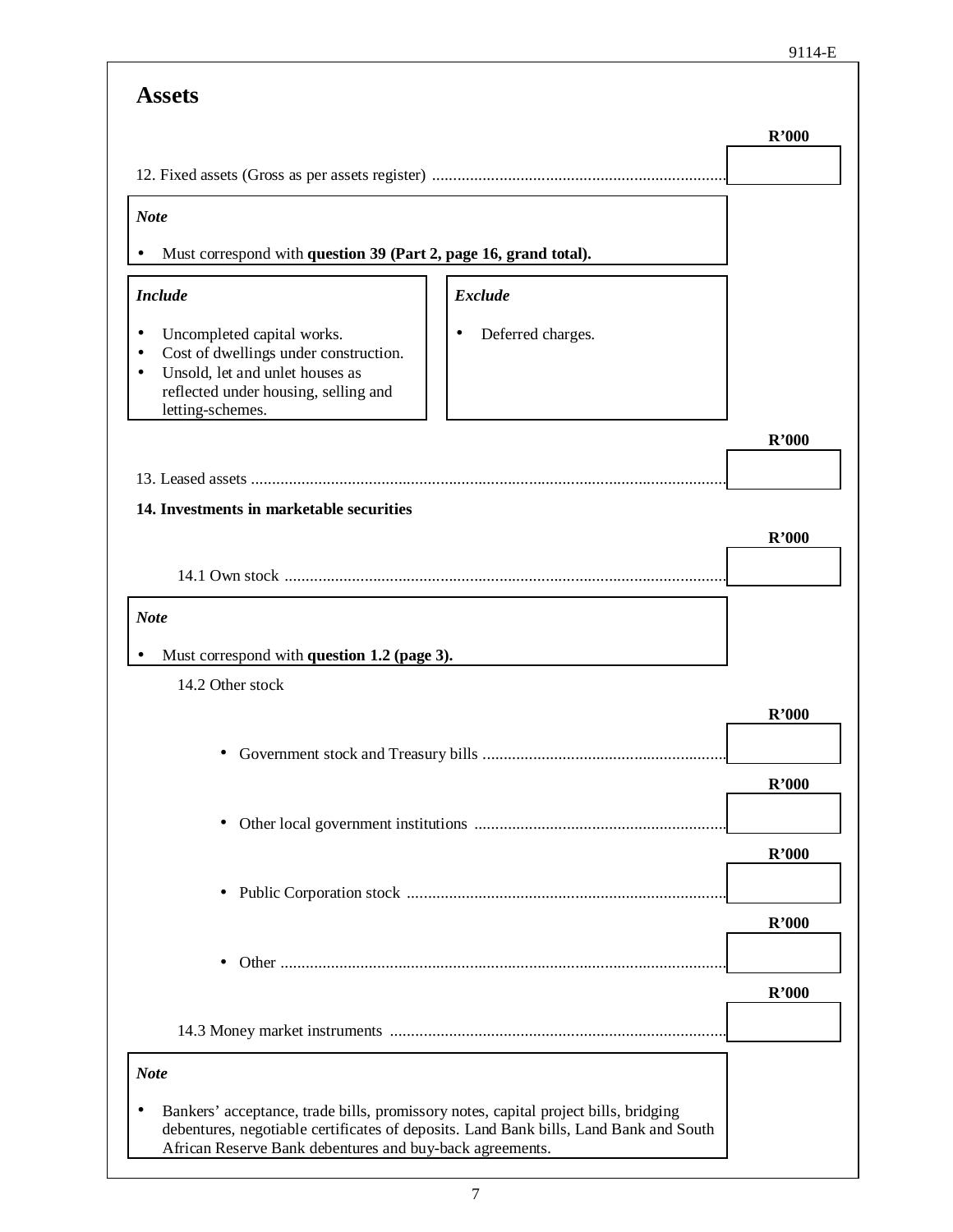## Assets

12. Fixed assets (Gross as per assets register) ...................................................................... R'000

| R'000 |
|---|
| |

***Note***

- Must correspond with **question 39 (Part 2, page 16, grand total).**

***Include***

- Uncompleted capital works.
- Cost of dwellings under construction.
- Unsold, let and unlet houses as reflected under housing, selling and letting-schemes.

***Exclude***

- Deferred charges.

13. Leased assets ....................................................................................................................... R'000

**14. Investments in marketable securities**

14.1 Own stock ............................................................................................................ R'000

***Note***

- Must correspond with **question 1.2 (page 3).**

14.2 Other stock

- Government stock and Treasury bills .......................................................... R'000
- Other local government institutions ............................................................ R'000
- Public Corporation stock ............................................................................ R'000
- Other ......................................................................................................... R'000

14.3 Money market instruments ................................................................................ R'000

***Note***

- Bankers' acceptance, trade bills, promissory notes, capital project bills, bridging debentures, negotiable certificates of deposits. Land Bank bills, Land Bank and South African Reserve Bank debentures and buy-back agreements.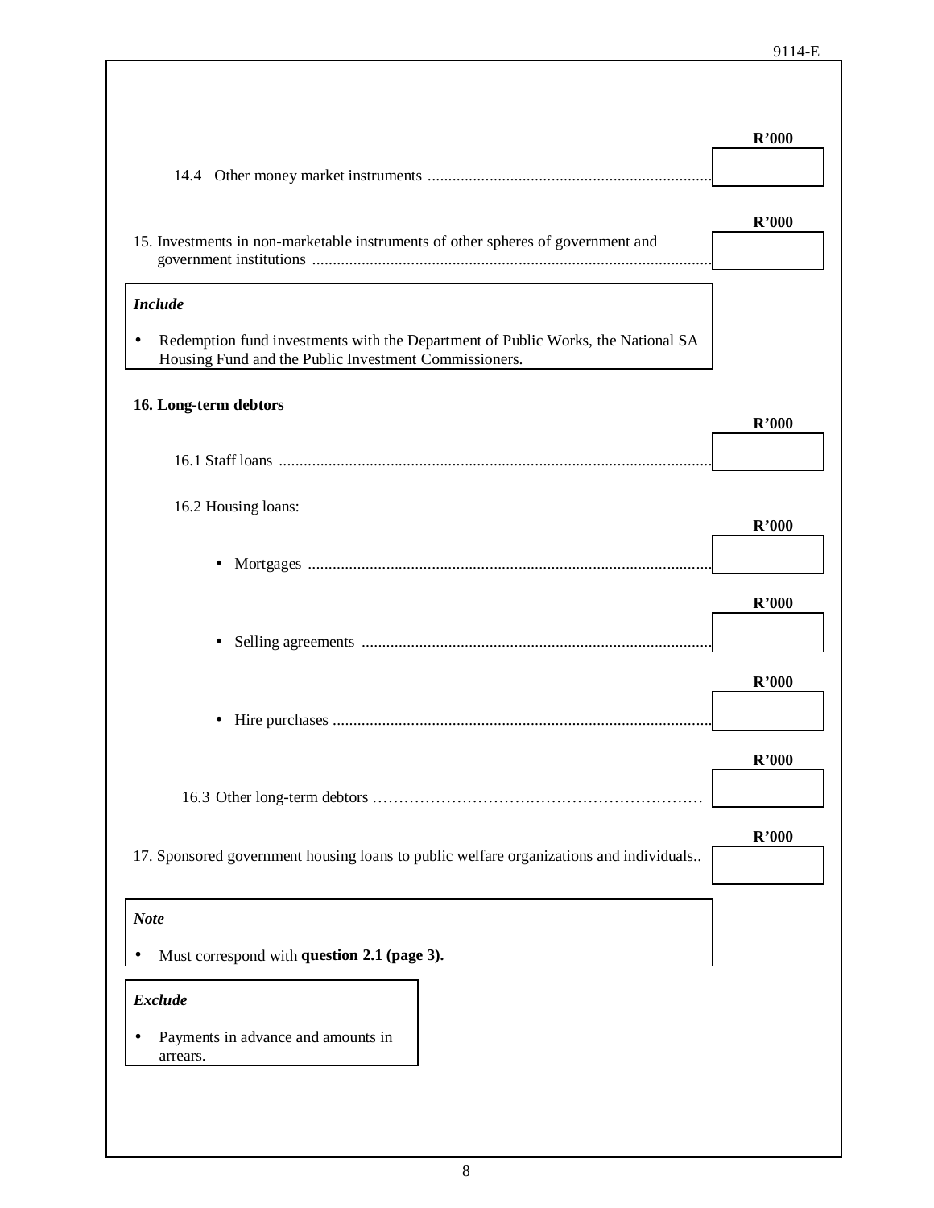R'000

14.4 Other money market instruments ........................................................................ [ ]

R'000

15. Investments in non-marketable instruments of other spheres of government and government institutions ........................................................................ [ ]

***Include***

- Redemption fund investments with the Department of Public Works, the National SA Housing Fund and the Public Investment Commissioners.

**16. Long-term debtors**

R'000

16.1 Staff loans ........................................................................ [ ]

16.2 Housing loans:

R'000

- Mortgages ........................................................................ [ ]

R'000

- Selling agreements ........................................................................ [ ]

R'000

- Hire purchases ........................................................................ [ ]

R'000

16.3 Other long-term debtors ........................................................................ [ ]

R'000

17. Sponsored government housing loans to public welfare organizations and individuals.. [ ]

***Note***

- Must correspond with **question 2.1 (page 3).**

***Exclude***

- Payments in advance and amounts in arrears.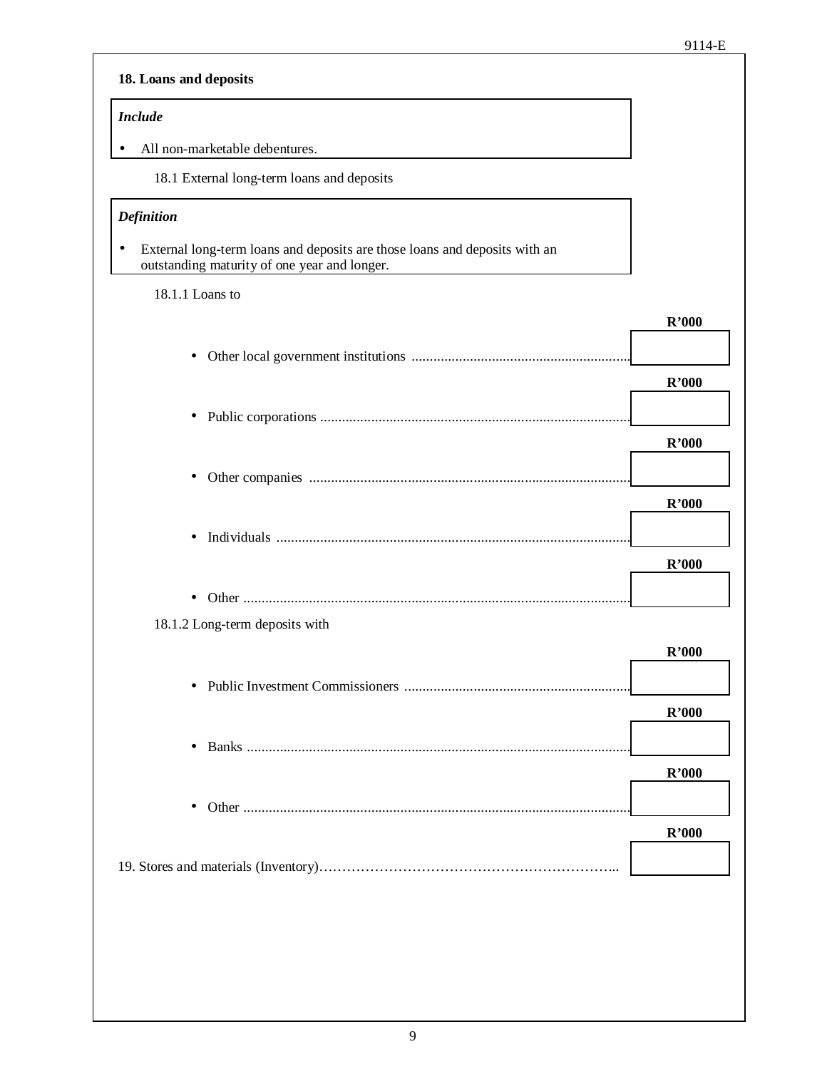## 18. Loans and deposits

> ***Include***
>
> - All non-marketable debentures.

### 18.1 External long-term loans and deposits

> ***Definition***
>
> - External long-term loans and deposits are those loans and deposits with an outstanding maturity of one year and longer.

#### 18.1.1 Loans to

| | R'000 |
|---|---|
| • Other local government institutions | |
| • Public corporations | |
| • Other companies | |
| • Individuals | |
| • Other | |

#### 18.1.2 Long-term deposits with

| | R'000 |
|---|---|
| • Public Investment Commissioners | |
| • Banks | |
| • Other | |

| | R'000 |
|---|---|
| 19. Stores and materials (Inventory) | |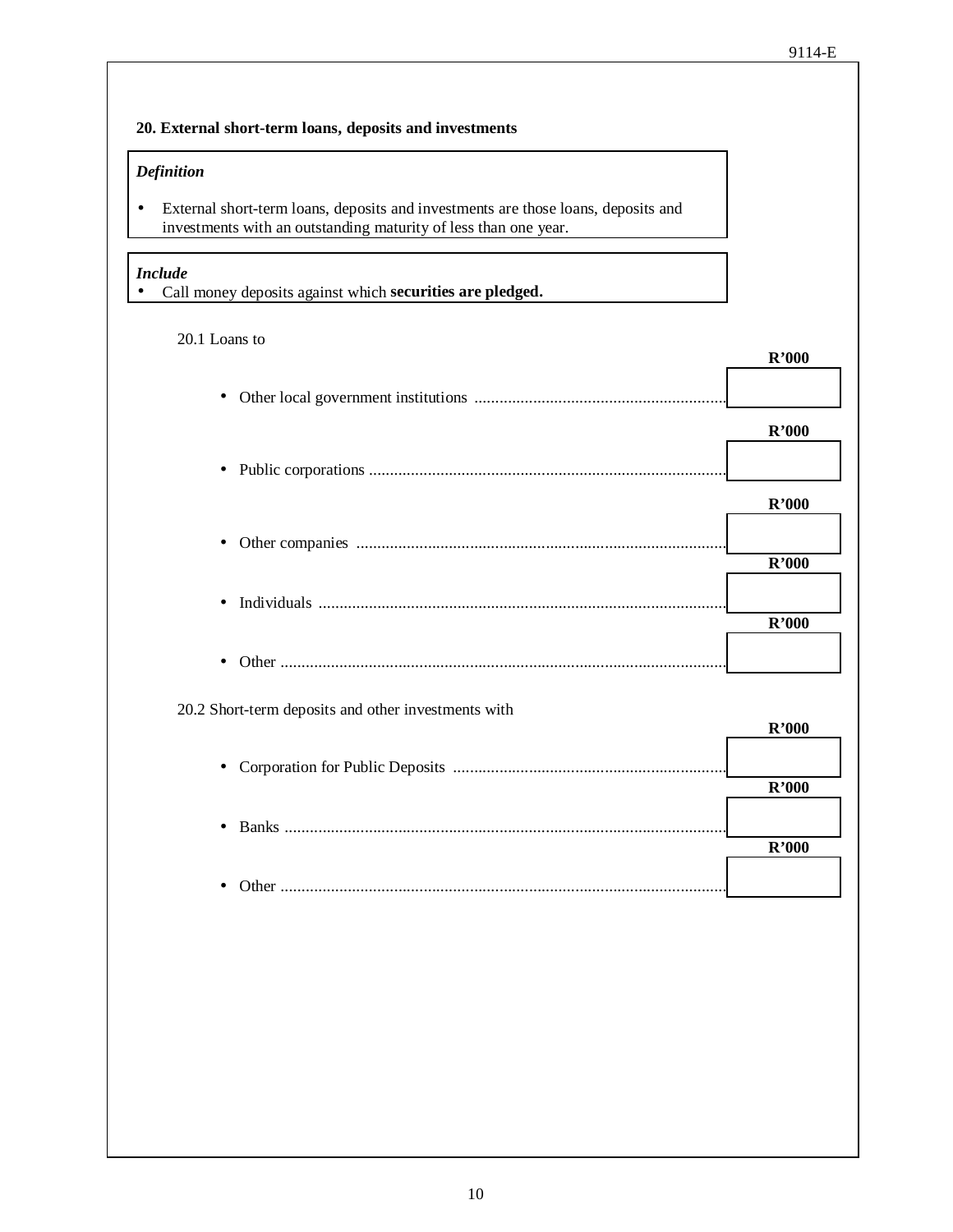## 20. External short-term loans, deposits and investments

> ***Definition***
>
> - External short-term loans, deposits and investments are those loans, deposits and investments with an outstanding maturity of less than one year.

> ***Include***
> - Call money deposits against which **securities are pledged.**

20.1 Loans to

| | **R'000** |
|---|---|
| • Other local government institutions | |
| • Public corporations | |
| • Other companies | |
| • Individuals | |
| • Other | |

20.2 Short-term deposits and other investments with

| | **R'000** |
|---|---|
| • Corporation for Public Deposits | |
| • Banks | |
| • Other | |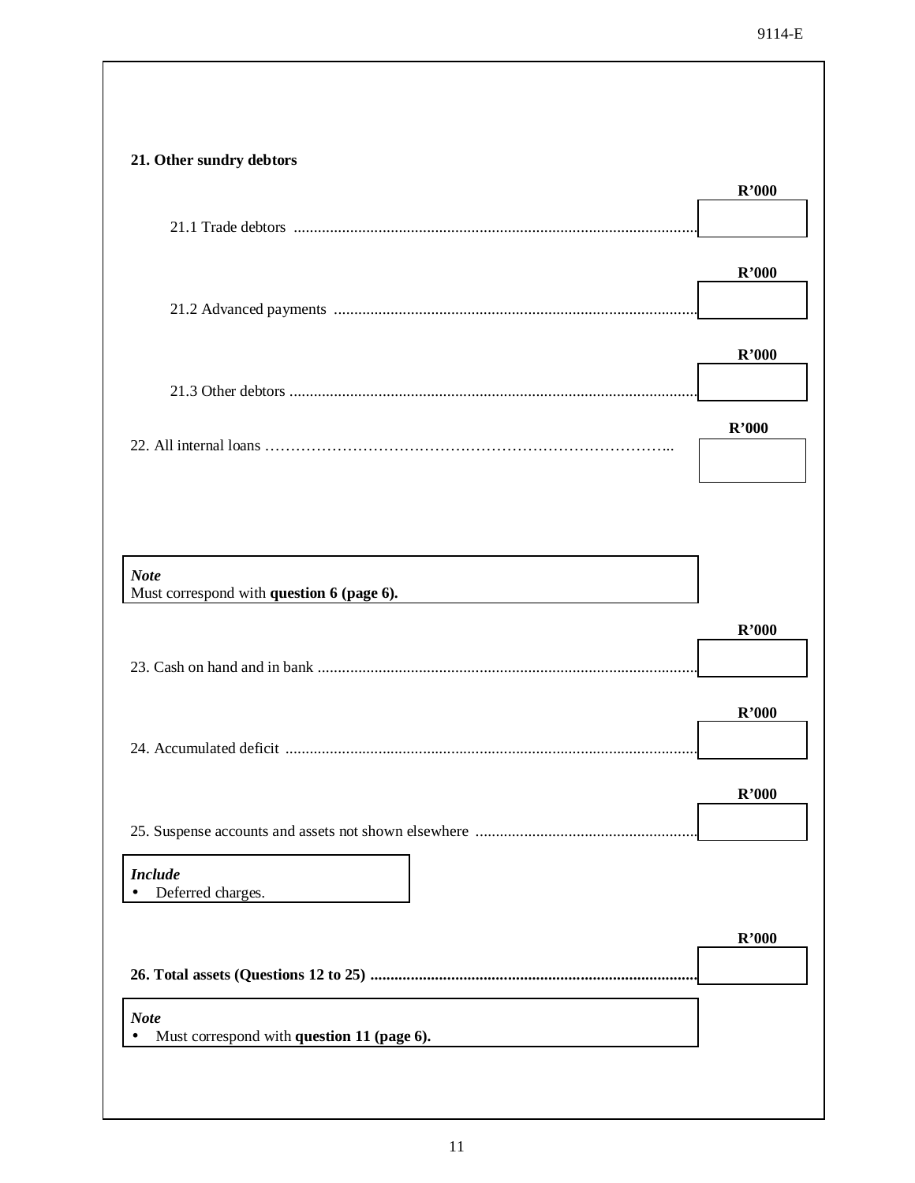**21. Other sundry debtors**

| | R'000 |
|---|---|
| 21.1 Trade debtors ........................................................................................................ | |
| 21.2 Advanced payments ............................................................................................. | |
| 21.3 Other debtors ........................................................................................................ | |

| | R'000 |
|---|---|
| 22. All internal loans ……………………………………………………………………….. | |

> ***Note***
> Must correspond with **question 6 (page 6).**

| | R'000 |
|---|---|
| 23. Cash on hand and in bank ................................................................................................ | |
| 24. Accumulated deficit ........................................................................................................ | |
| 25. Suspense accounts and assets not shown elsewhere ....................................................... | |

> ***Include***
> - Deferred charges.

| | R'000 |
|---|---|
| **26. Total assets (Questions 12 to 25) ...................................................................................** | |

> ***Note***
> - Must correspond with **question 11 (page 6).**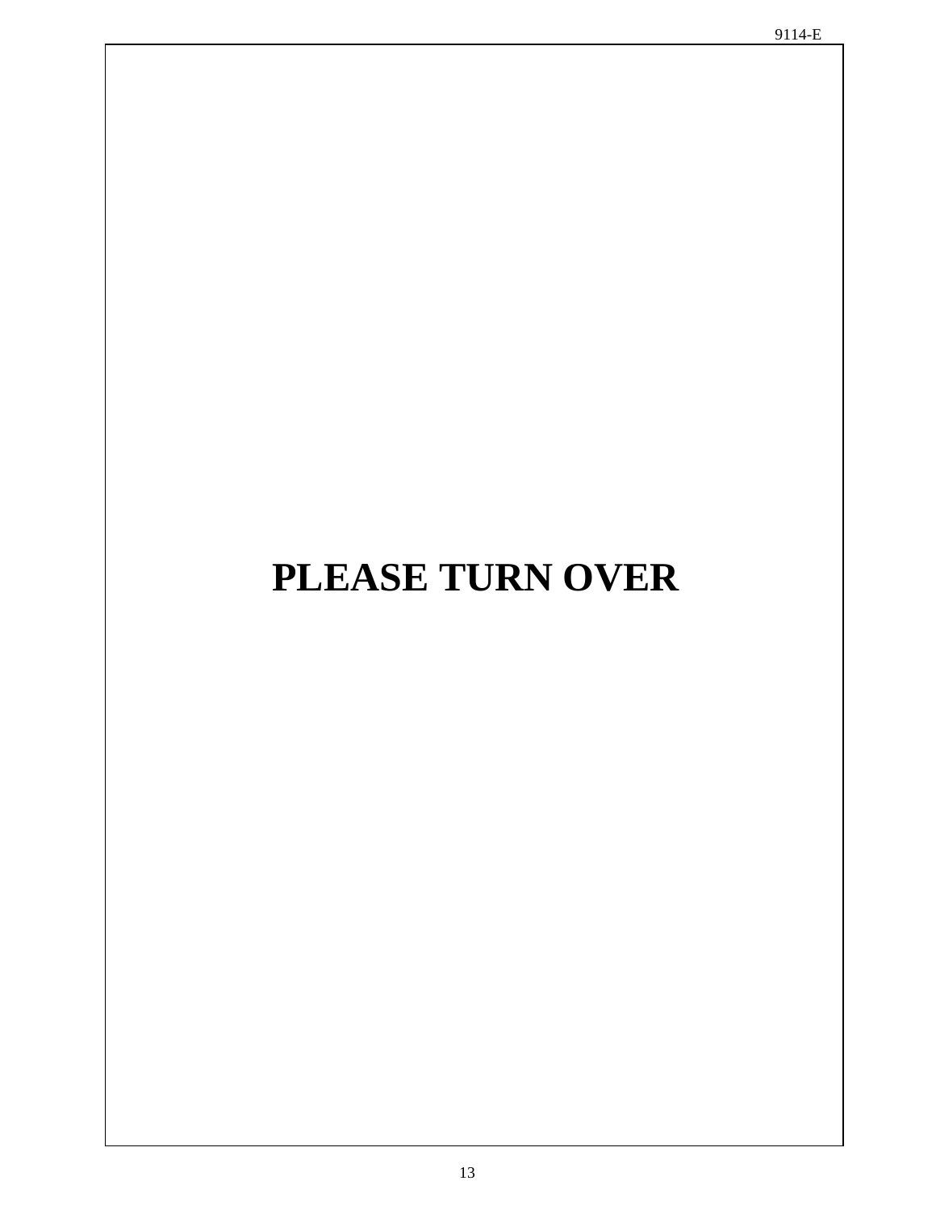**PLEASE TURN OVER**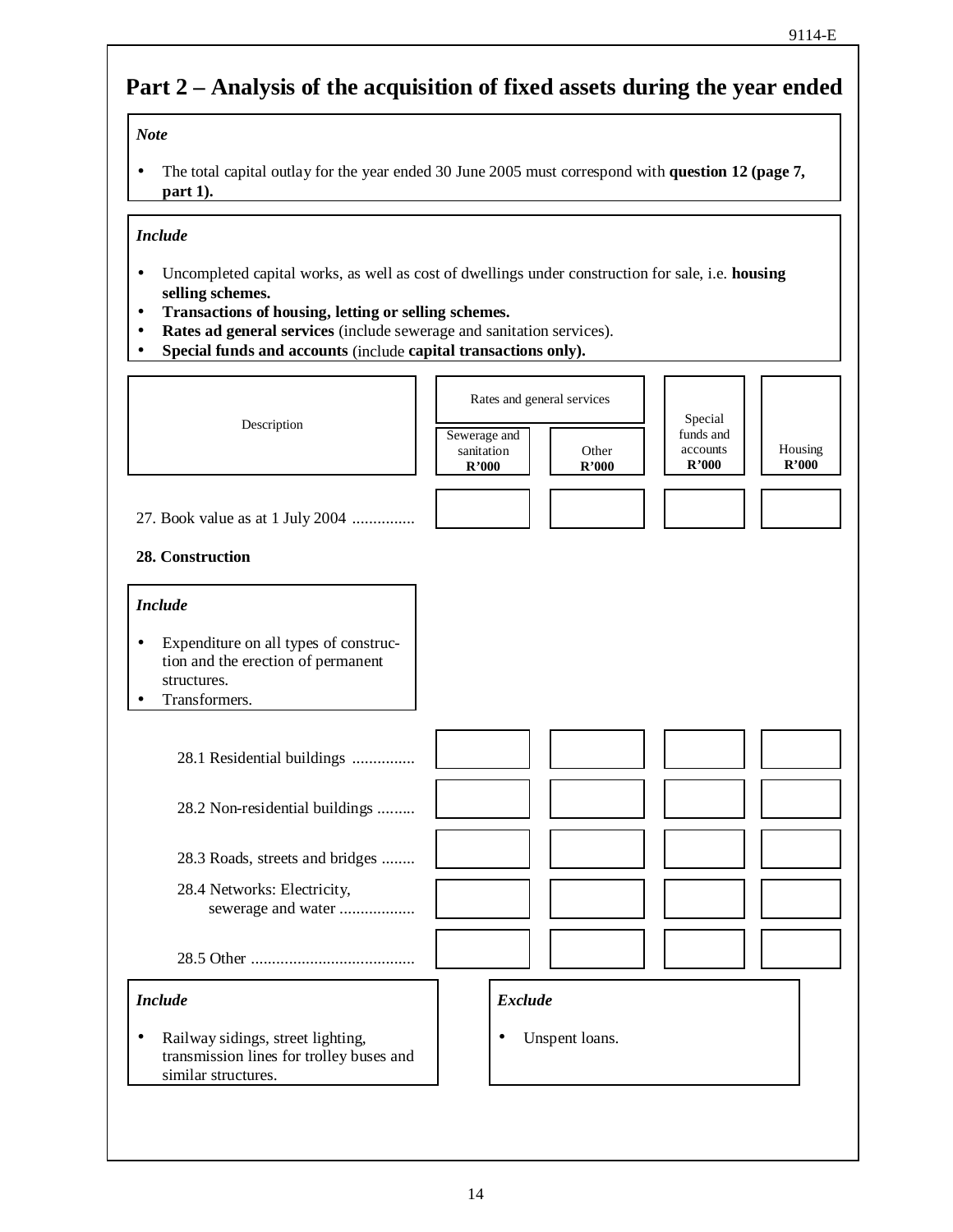# Part 2 – Analysis of the acquisition of fixed assets during the year ended

***Note***

- The total capital outlay for the year ended 30 June 2005 must correspond with **question 12 (page 7, part 1).**

***Include***

- Uncompleted capital works, as well as cost of dwellings under construction for sale, i.e. **housing selling schemes.**
- **Transactions of housing, letting or selling schemes.**
- **Rates ad general services** (include sewerage and sanitation services).
- **Special funds and accounts** (include **capital transactions only).**

| Description | Rates and general services | | Special funds and accounts **R'000** | Housing **R'000** |
|---|---|---|---|---|
| | Sewerage and sanitation **R'000** | Other **R'000** | | |
| 27. Book value as at 1 July 2004 ............... | | | | |
| **28. Construction** | | | | |
| 28.1 Residential buildings ............... | | | | |
| 28.2 Non-residential buildings ......... | | | | |
| 28.3 Roads, streets and bridges ........ | | | | |
| 28.4 Networks: Electricity, sewerage and water .................. | | | | |
| 28.5 Other ....................................... | | | | |

**28. Construction**

***Include***

- Expenditure on all types of construction and the erection of permanent structures.
- Transformers.

***Include***

- Railway sidings, street lighting, transmission lines for trolley buses and similar structures.

***Exclude***

- Unspent loans.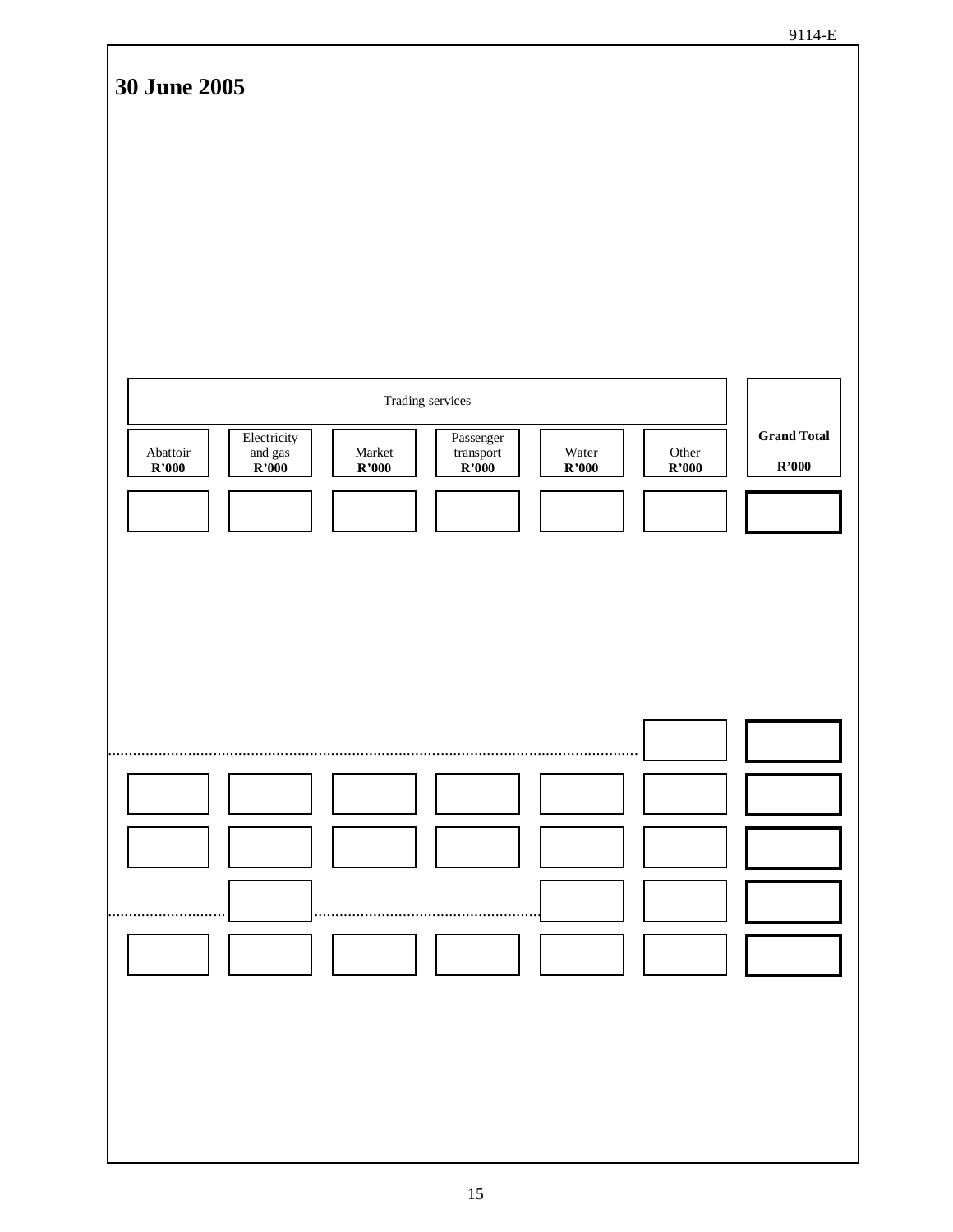## 30 June 2005

| Trading services | | | | | | Grand Total |
|---|---|---|---|---|---|---|
| Abattoir R'000 | Electricity and gas R'000 | Market R'000 | Passenger transport R'000 | Water R'000 | Other R'000 | R'000 |
| | | | | | | |
| | | | | | | |
| | | | | | | |
| | | | | | | |
| | | | | | | |
| | | | | | | |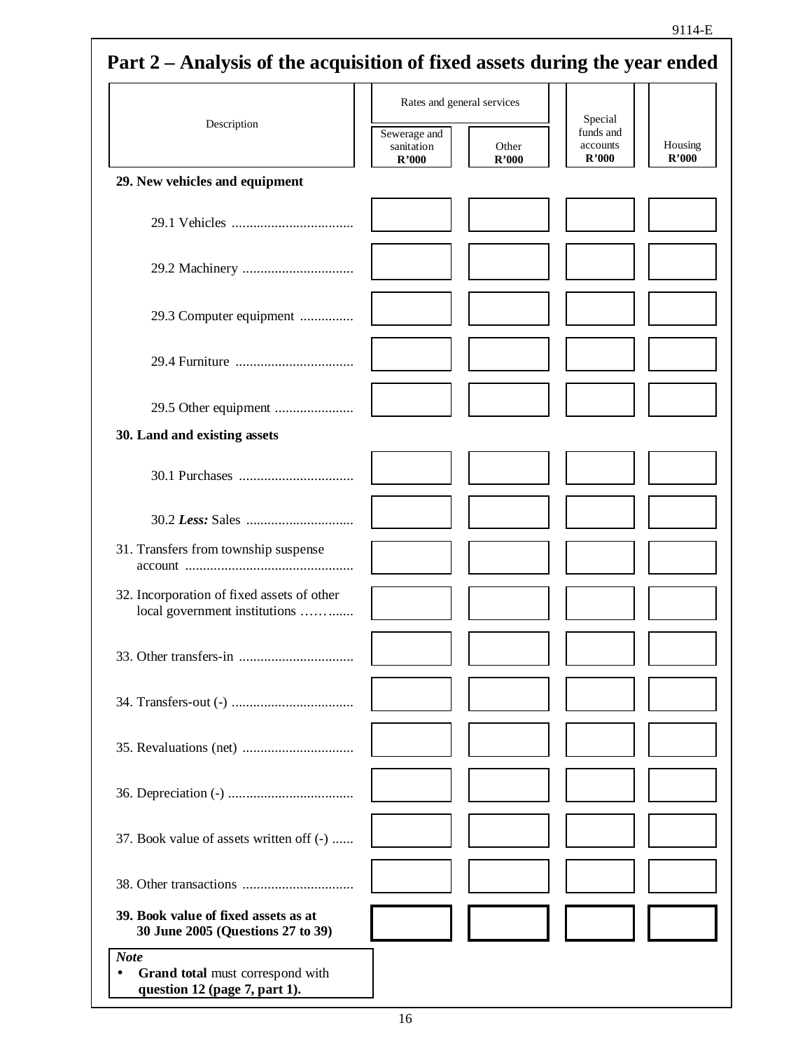## Part 2 – Analysis of the acquisition of fixed assets during the year ended

| Description | Rates and general services | | Special funds and accounts | Housing |
|---|---|---|---|---|
| | Sewerage and sanitation **R'000** | Other **R'000** | **R'000** | **R'000** |
| **29. New vehicles and equipment** | | | | |
| 29.1 Vehicles .................................. | | | | |
| 29.2 Machinery ............................... | | | | |
| 29.3 Computer equipment ............... | | | | |
| 29.4 Furniture ................................. | | | | |
| 29.5 Other equipment ...................... | | | | |
| **30. Land and existing assets** | | | | |
| 30.1 Purchases ................................ | | | | |
| 30.2 ***Less:*** Sales .............................. | | | | |
| 31. Transfers from township suspense account ............................................... | | | | |
| 32. Incorporation of fixed assets of other local government institutions ………...... | | | | |
| 33. Other transfers-in ................................ | | | | |
| 34. Transfers-out (-) .................................. | | | | |
| 35. Revaluations (net) ............................... | | | | |
| 36. Depreciation (-) ................................... | | | | |
| 37. Book value of assets written off (-) ...... | | | | |
| 38. Other transactions ............................... | | | | |
| **39. Book value of fixed assets as at 30 June 2005 (Questions 27 to 39)** | | | | |

***Note***

- **Grand total** must correspond with **question 12 (page 7, part 1).**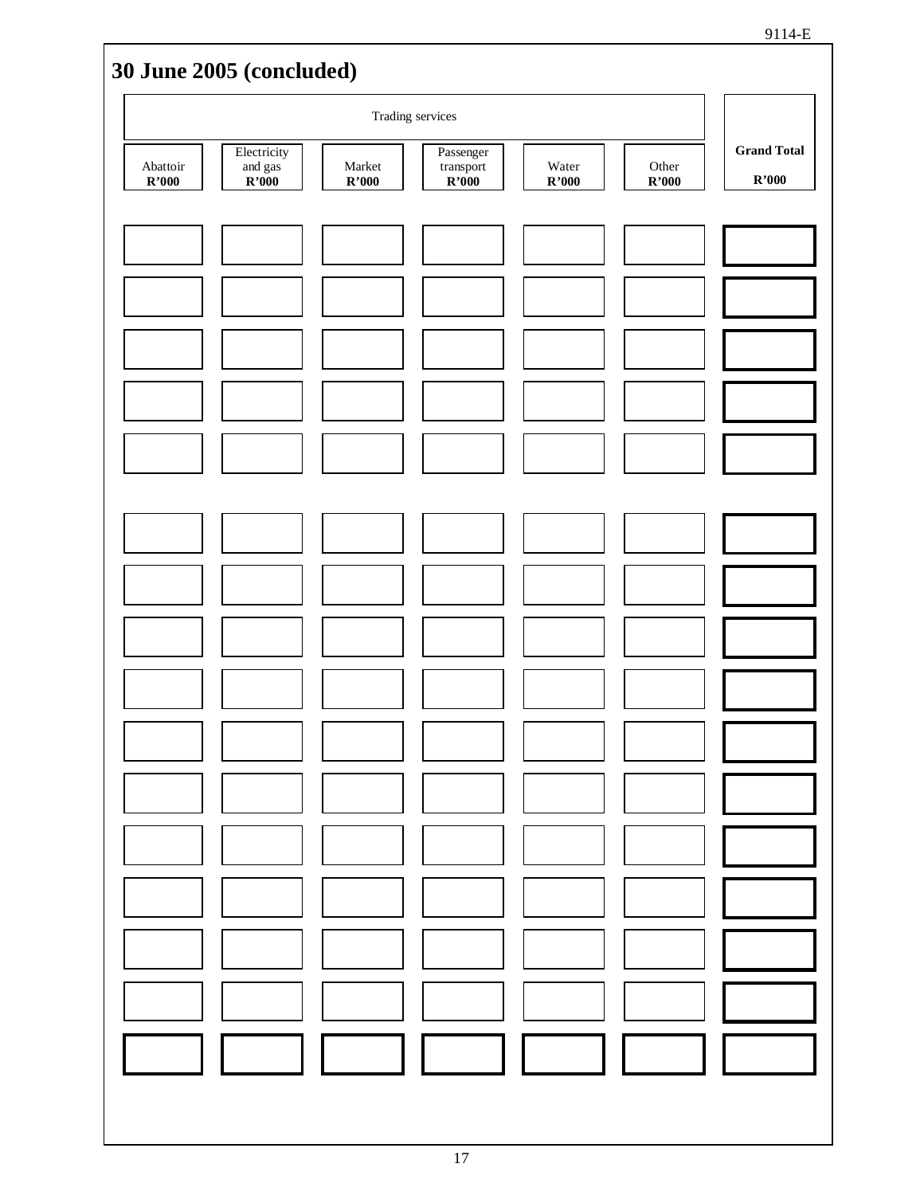## 30 June 2005 (concluded)

| Trading services | | | | | | |
|---|---|---|---|---|---|---|
| Abattoir R'000 | Electricity and gas R'000 | Market R'000 | Passenger transport R'000 | Water R'000 | Other R'000 | Grand Total R'000 |
| | | | | | | |
| | | | | | | |
| | | | | | | |
| | | | | | | |
| | | | | | | |
| | | | | | | |
| | | | | | | |
| | | | | | | |
| | | | | | | |
| | | | | | | |
| | | | | | | |
| | | | | | | |
| | | | | | | |
| | | | | | | |
| | | | | | | |
| | | | | | | |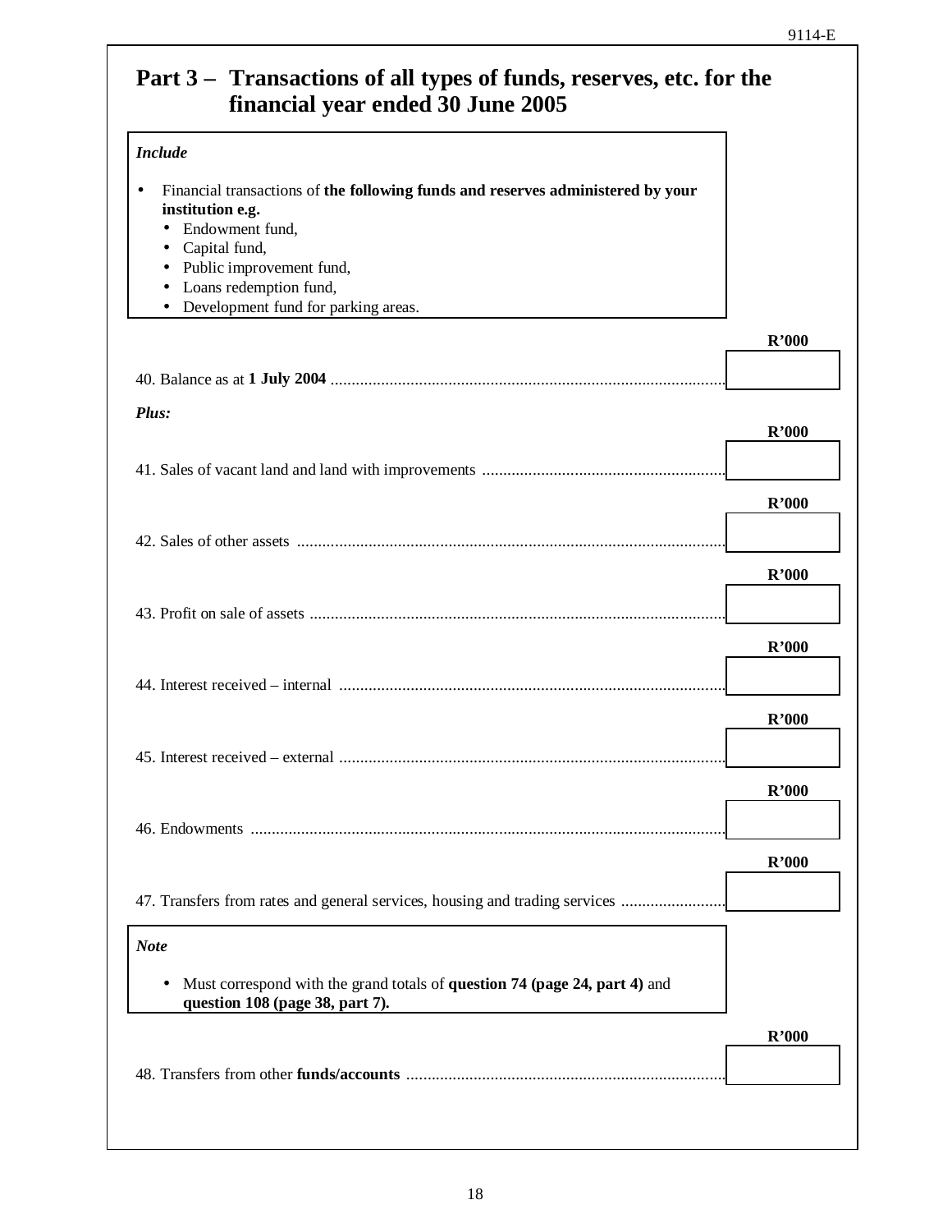## Part 3 – Transactions of all types of funds, reserves, etc. for the financial year ended 30 June 2005

*Include*

- Financial transactions of **the following funds and reserves administered by your institution e.g.**
  - Endowment fund,
  - Capital fund,
  - Public improvement fund,
  - Loans redemption fund,
  - Development fund for parking areas.

| | R'000 |
|---|---|
| 40. Balance as at **1 July 2004** | |
| ***Plus:*** | |
| 41. Sales of vacant land and land with improvements | |
| 42. Sales of other assets | |
| 43. Profit on sale of assets | |
| 44. Interest received – internal | |
| 45. Interest received – external | |
| 46. Endowments | |
| 47. Transfers from rates and general services, housing and trading services | |

***Note***

- Must correspond with the grand totals of **question 74 (page 24, part 4)** and **question 108 (page 38, part 7).**

| | R'000 |
|---|---|
| 48. Transfers from other **funds/accounts** | |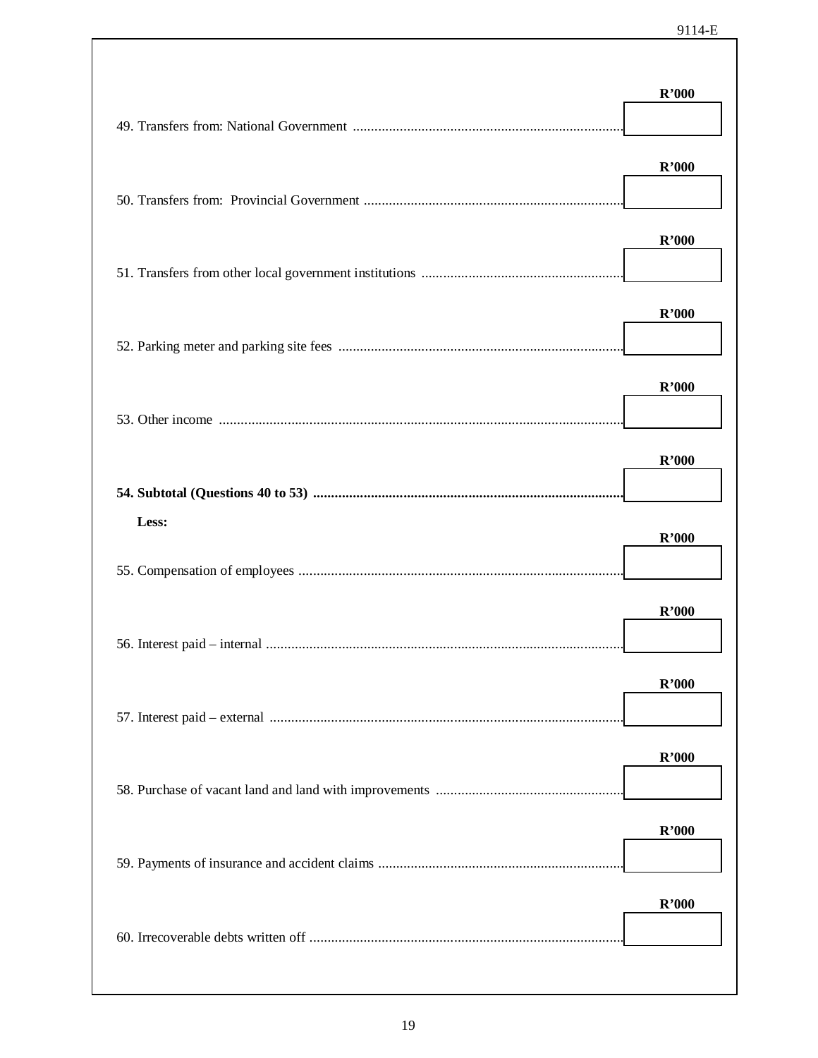| | R'000 |
|---|---|
| 49. Transfers from: National Government | |
| 50. Transfers from: Provincial Government | |
| 51. Transfers from other local government institutions | |
| 52. Parking meter and parking site fees | |
| 53. Other income | |
| **54. Subtotal (Questions 40 to 53)** | |
| **Less:** | |
| 55. Compensation of employees | |
| 56. Interest paid – internal | |
| 57. Interest paid – external | |
| 58. Purchase of vacant land and land with improvements | |
| 59. Payments of insurance and accident claims | |
| 60. Irrecoverable debts written off | |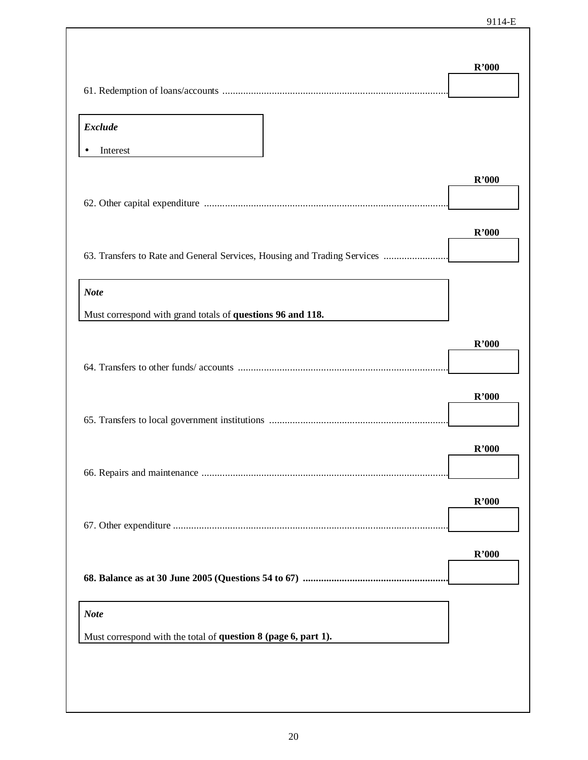| | R'000 |
|---|---|
| 61. Redemption of loans/accounts | |

***Exclude***

- Interest

| | R'000 |
|---|---|
| 62. Other capital expenditure | |
| 63. Transfers to Rate and General Services, Housing and Trading Services | |

***Note***

Must correspond with grand totals of **questions 96 and 118.**

| | R'000 |
|---|---|
| 64. Transfers to other funds/ accounts | |
| 65. Transfers to local government institutions | |
| 66. Repairs and maintenance | |
| 67. Other expenditure | |
| **68. Balance as at 30 June 2005 (Questions 54 to 67)** | |

***Note***

Must correspond with the total of **question 8 (page 6, part 1).**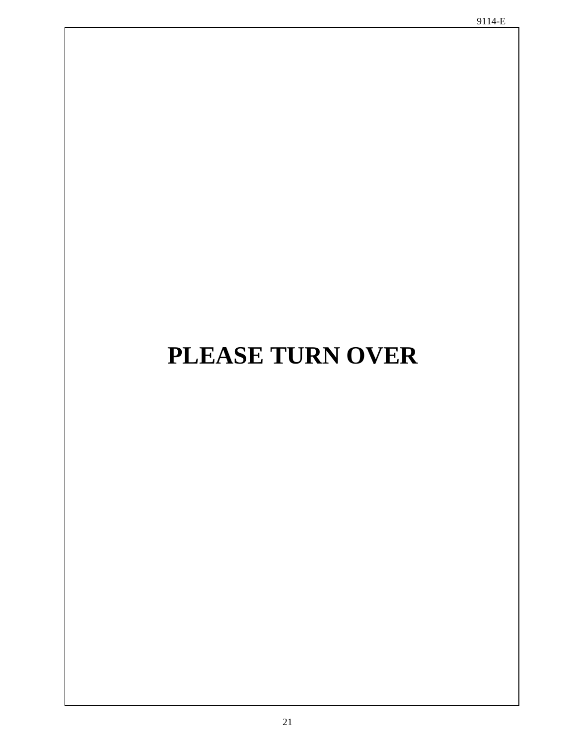**PLEASE TURN OVER**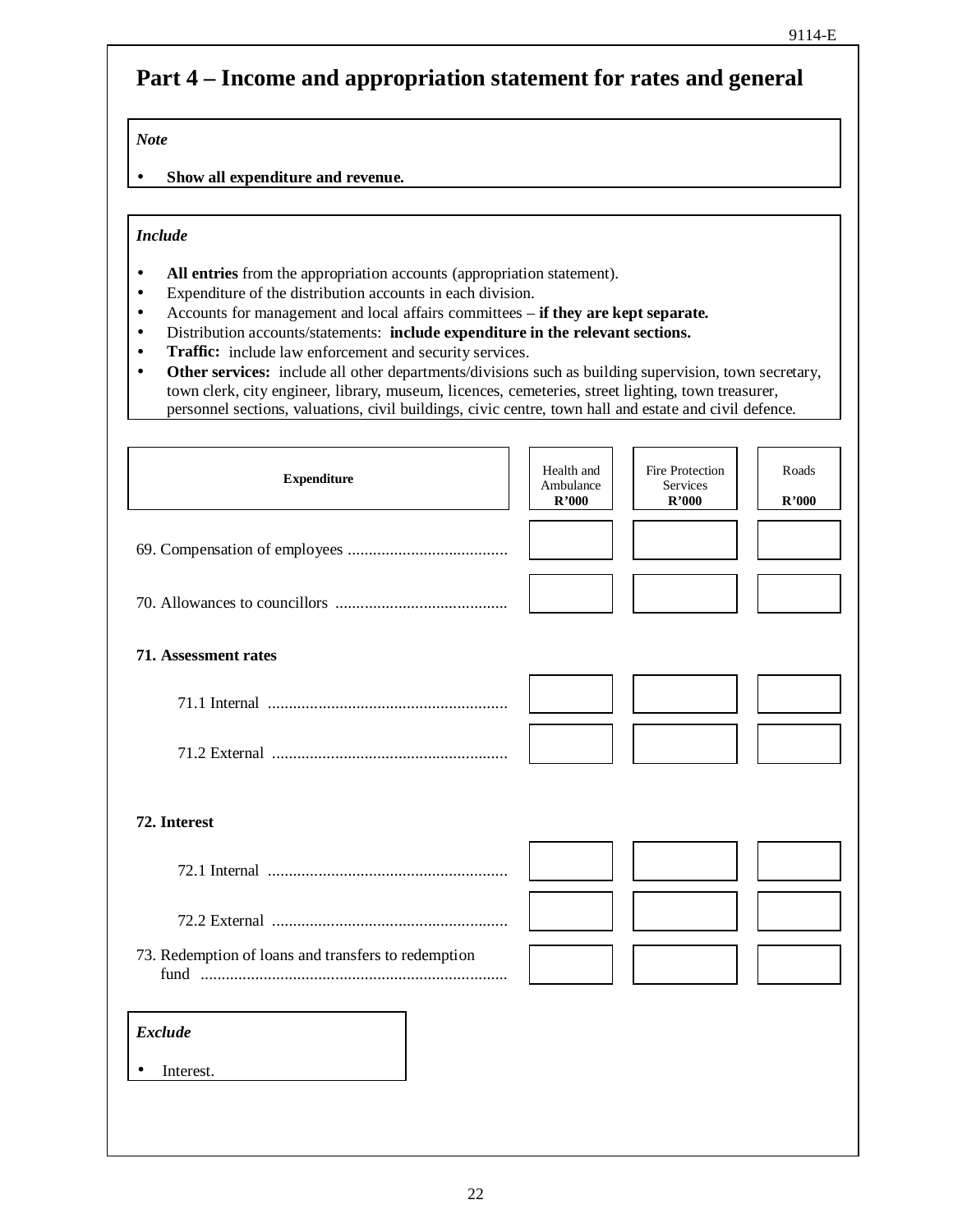# Part 4 – Income and appropriation statement for rates and general

*Note*

- **Show all expenditure and revenue.**

*Include*

- **All entries** from the appropriation accounts (appropriation statement).
- Expenditure of the distribution accounts in each division.
- Accounts for management and local affairs committees – **if they are kept separate.**
- Distribution accounts/statements: **include expenditure in the relevant sections.**
- **Traffic:** include law enforcement and security services.
- **Other services:** include all other departments/divisions such as building supervision, town secretary, town clerk, city engineer, library, museum, licences, cemeteries, street lighting, town treasurer, personnel sections, valuations, civil buildings, civic centre, town hall and estate and civil defence.

| **Expenditure** | Health and Ambulance **R'000** | Fire Protection Services **R'000** | Roads **R'000** |
|---|---|---|---|
| 69. Compensation of employees | | | |
| 70. Allowances to councillors | | | |
| **71. Assessment rates** | | | |
| 71.1 Internal | | | |
| 71.2 External | | | |
| **72. Interest** | | | |
| 72.1 Internal | | | |
| 72.2 External | | | |
| 73. Redemption of loans and transfers to redemption fund | | | |

*Exclude*

- Interest.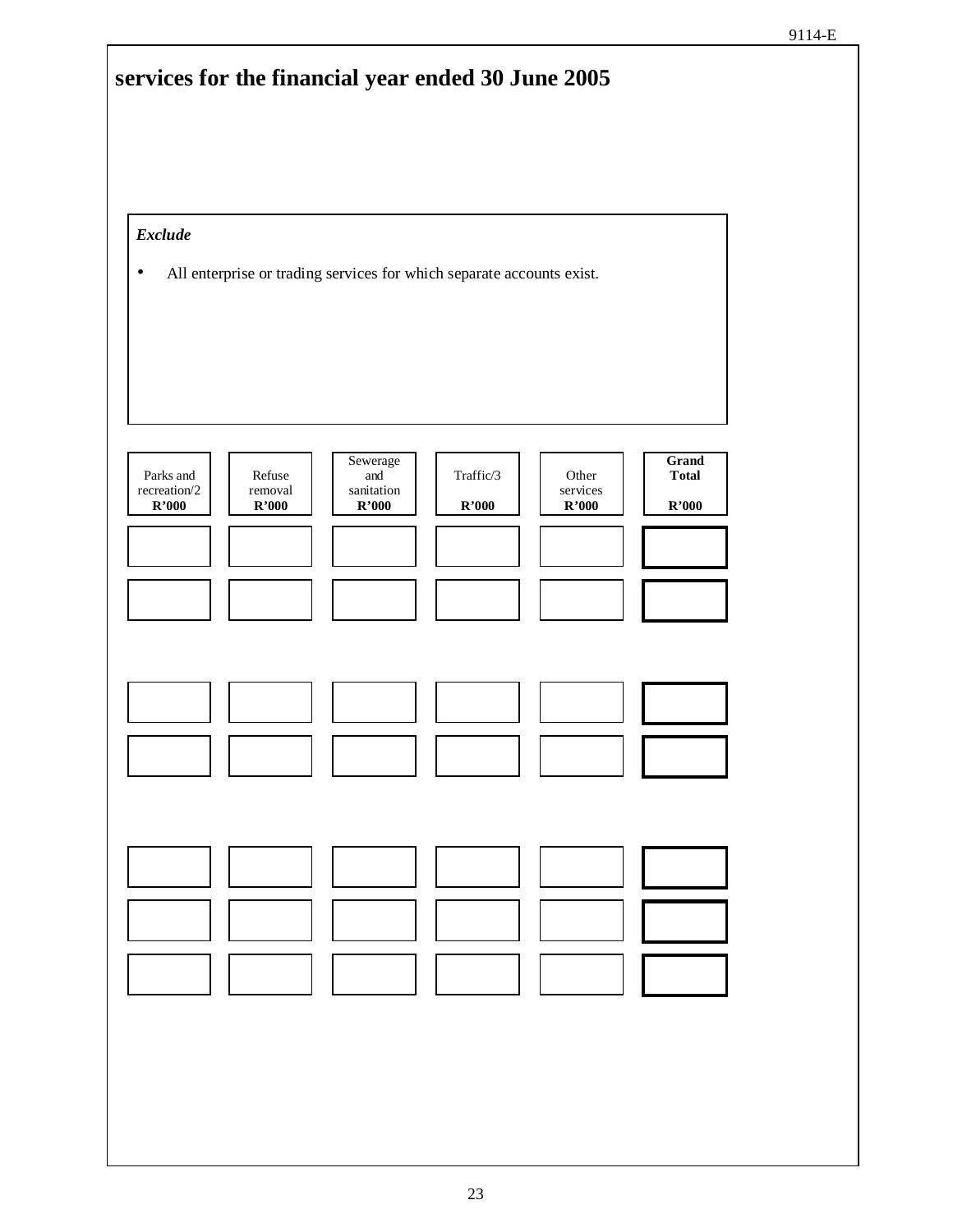## services for the financial year ended 30 June 2005

***Exclude***

- All enterprise or trading services for which separate accounts exist.

| Parks and recreation/2 **R'000** | Refuse removal **R'000** | Sewerage and sanitation **R'000** | Traffic/3 **R'000** | Other services **R'000** | **Grand Total** **R'000** |
|---|---|---|---|---|---|
| | | | | | |
| | | | | | |
| | | | | | |
| | | | | | |
| | | | | | |
| | | | | | |
| | | | | | |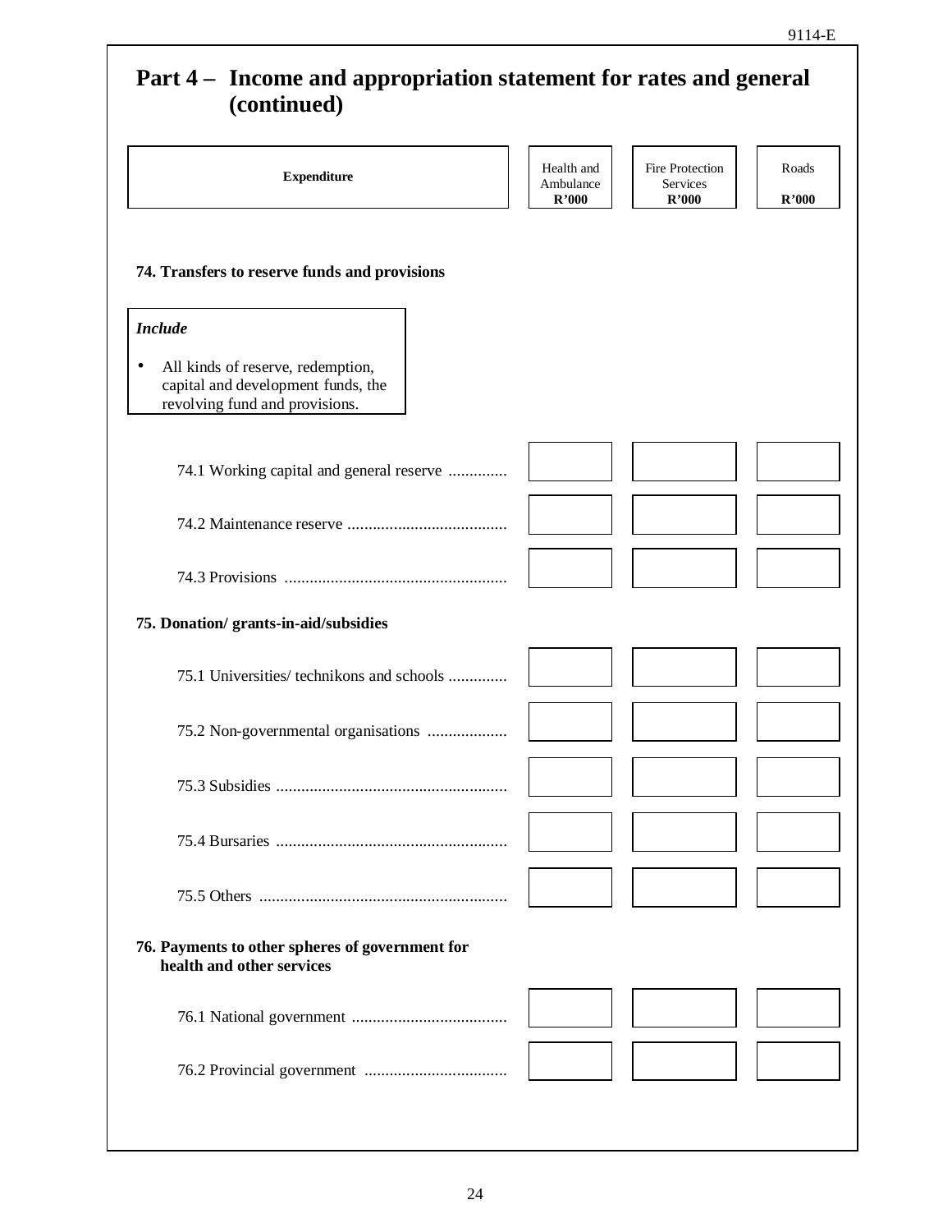## Part 4 – Income and appropriation statement for rates and general (continued)

| Expenditure | Health and Ambulance R'000 | Fire Protection Services R'000 | Roads R'000 |
|---|---|---|---|
| **74. Transfers to reserve funds and provisions** | | | |
| 74.1 Working capital and general reserve .............. | | | |
| 74.2 Maintenance reserve ...................................... | | | |
| 74.3 Provisions ..................................................... | | | |
| **75. Donation/ grants-in-aid/subsidies** | | | |
| 75.1 Universities/ technikons and schools .............. | | | |
| 75.2 Non-governmental organisations ................... | | | |
| 75.3 Subsidies ....................................................... | | | |
| 75.4 Bursaries ....................................................... | | | |
| 75.5 Others ........................................................... | | | |
| **76. Payments to other spheres of government for health and other services** | | | |
| 76.1 National government ..................................... | | | |
| 76.2 Provincial government .................................. | | | |

*Include*

- All kinds of reserve, redemption, capital and development funds, the revolving fund and provisions.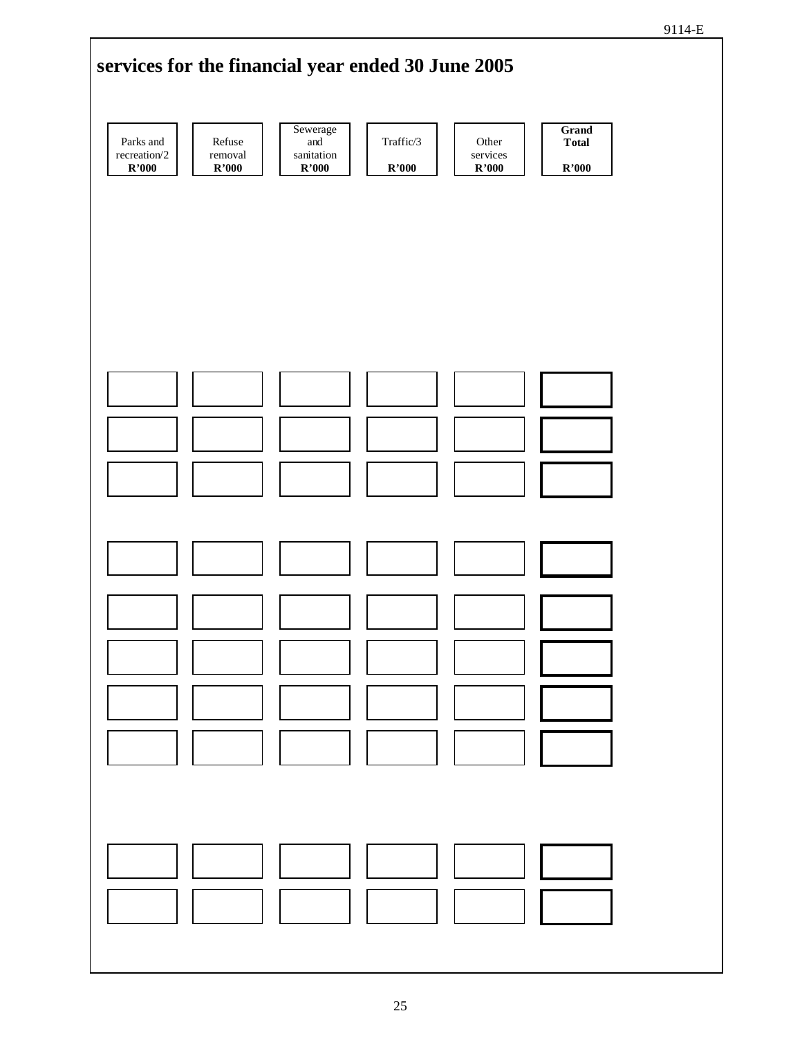## services for the financial year ended 30 June 2005

| Parks and recreation/2 R'000 | Refuse removal R'000 | Sewerage and sanitation R'000 | Traffic/3 R'000 | Other services R'000 | **Grand Total R'000** |
|---|---|---|---|---|---|
| | | | | | |
| | | | | | |
| | | | | | |
| | | | | | |
| | | | | | |
| | | | | | |
| | | | | | |
| | | | | | |
| | | | | | |
| | | | | | |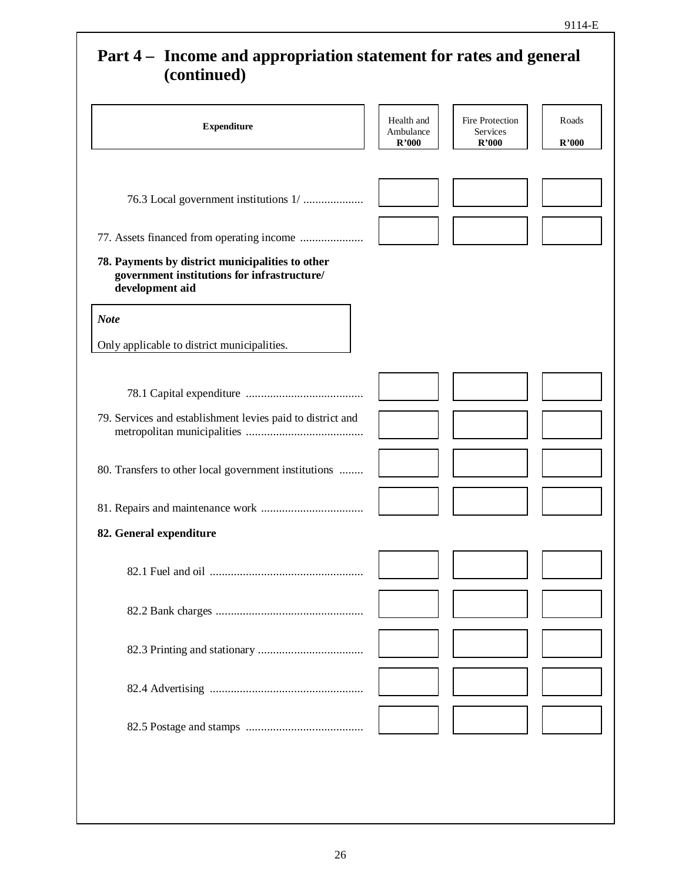# Part 4 – Income and appropriation statement for rates and general (continued)

| Expenditure | Health and Ambulance R'000 | Fire Protection Services R'000 | Roads R'000 |
|---|---|---|---|
| 76.3 Local government institutions 1/ .................... | | | |
| 77. Assets financed from operating income ..................... | | | |
| **78. Payments by district municipalities to other government institutions for infrastructure/ development aid** | | | |
| 78.1 Capital expenditure ....................................... | | | |
| 79. Services and establishment levies paid to district and metropolitan municipalities ....................................... | | | |
| 80. Transfers to other local government institutions ........ | | | |
| 81. Repairs and maintenance work .................................. | | | |
| **82. General expenditure** | | | |
| 82.1 Fuel and oil ................................................... | | | |
| 82.2 Bank charges ................................................. | | | |
| 82.3 Printing and stationary ................................... | | | |
| 82.4 Advertising ................................................... | | | |
| 82.5 Postage and stamps ....................................... | | | |

> ***Note***
>
> Only applicable to district municipalities.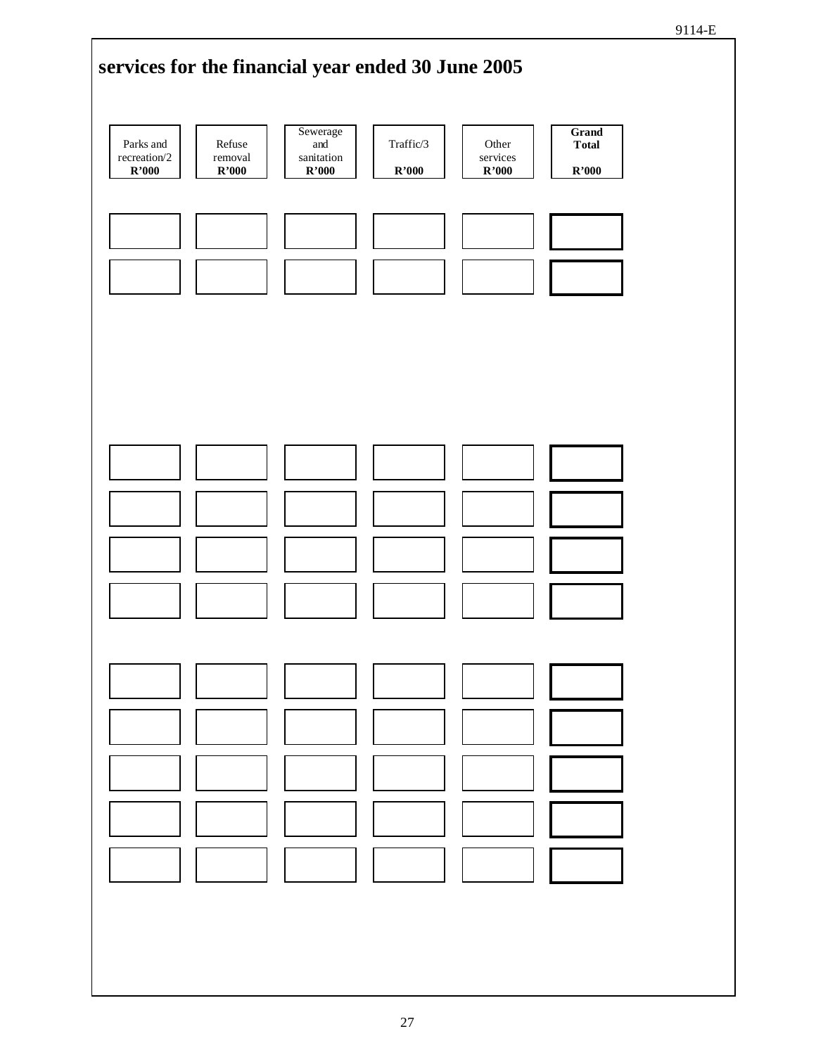## services for the financial year ended 30 June 2005

| Parks and recreation/2 R'000 | Refuse removal R'000 | Sewerage and sanitation R'000 | Traffic/3 R'000 | Other services R'000 | **Grand Total** R'000 |
|---|---|---|---|---|---|
| | | | | | |
| | | | | | |
| | | | | | |
| | | | | | |
| | | | | | |
| | | | | | |
| | | | | | |
| | | | | | |
| | | | | | |
| | | | | | |
| | | | | | |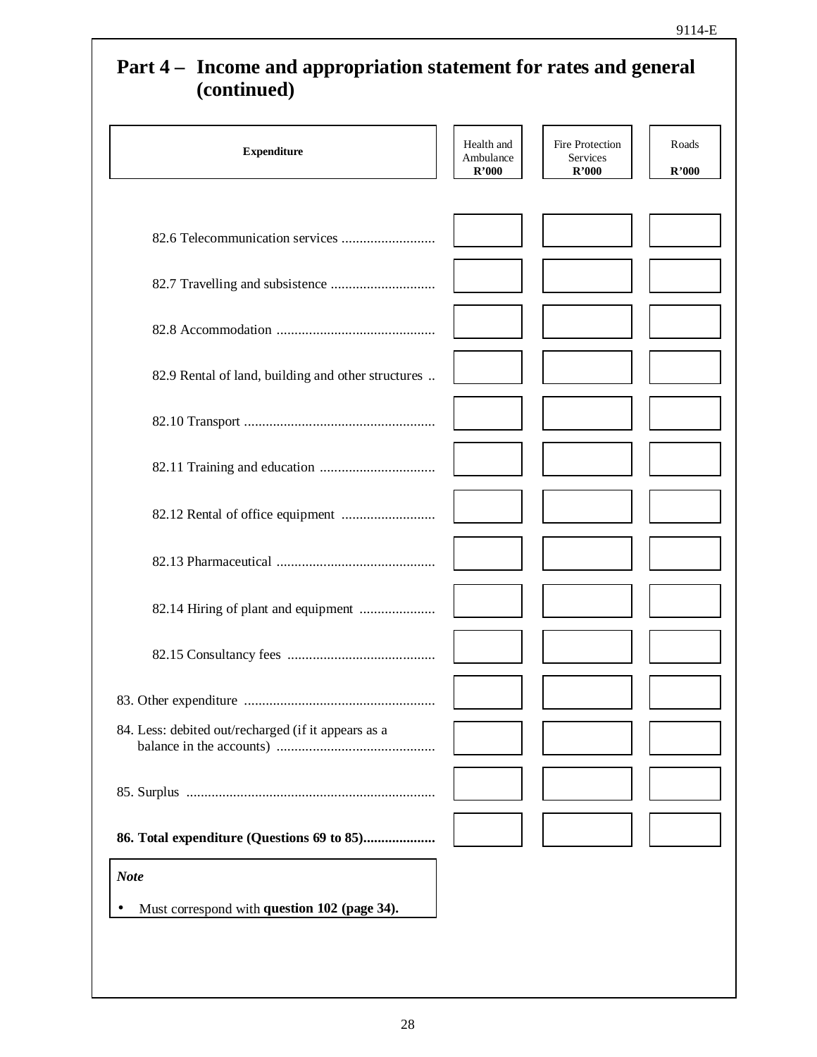## Part 4 – Income and appropriation statement for rates and general (continued)

| Expenditure | Health and Ambulance R'000 | Fire Protection Services R'000 | Roads R'000 |
|---|---|---|---|
| 82.6 Telecommunication services .......................... | | | |
| 82.7 Travelling and subsistence ............................. | | | |
| 82.8 Accommodation ............................................ | | | |
| 82.9 Rental of land, building and other structures .. | | | |
| 82.10 Transport ..................................................... | | | |
| 82.11 Training and education ................................ | | | |
| 82.12 Rental of office equipment .......................... | | | |
| 82.13 Pharmaceutical ............................................ | | | |
| 82.14 Hiring of plant and equipment ..................... | | | |
| 82.15 Consultancy fees ......................................... | | | |
| 83. Other expenditure ..................................................... | | | |
| 84. Less: debited out/recharged (if it appears as a balance in the accounts) ............................................ | | | |
| 85. Surplus ..................................................................... | | | |
| **86. Total expenditure (Questions 69 to 85)....................** | | | |

***Note***

- Must correspond with **question 102 (page 34).**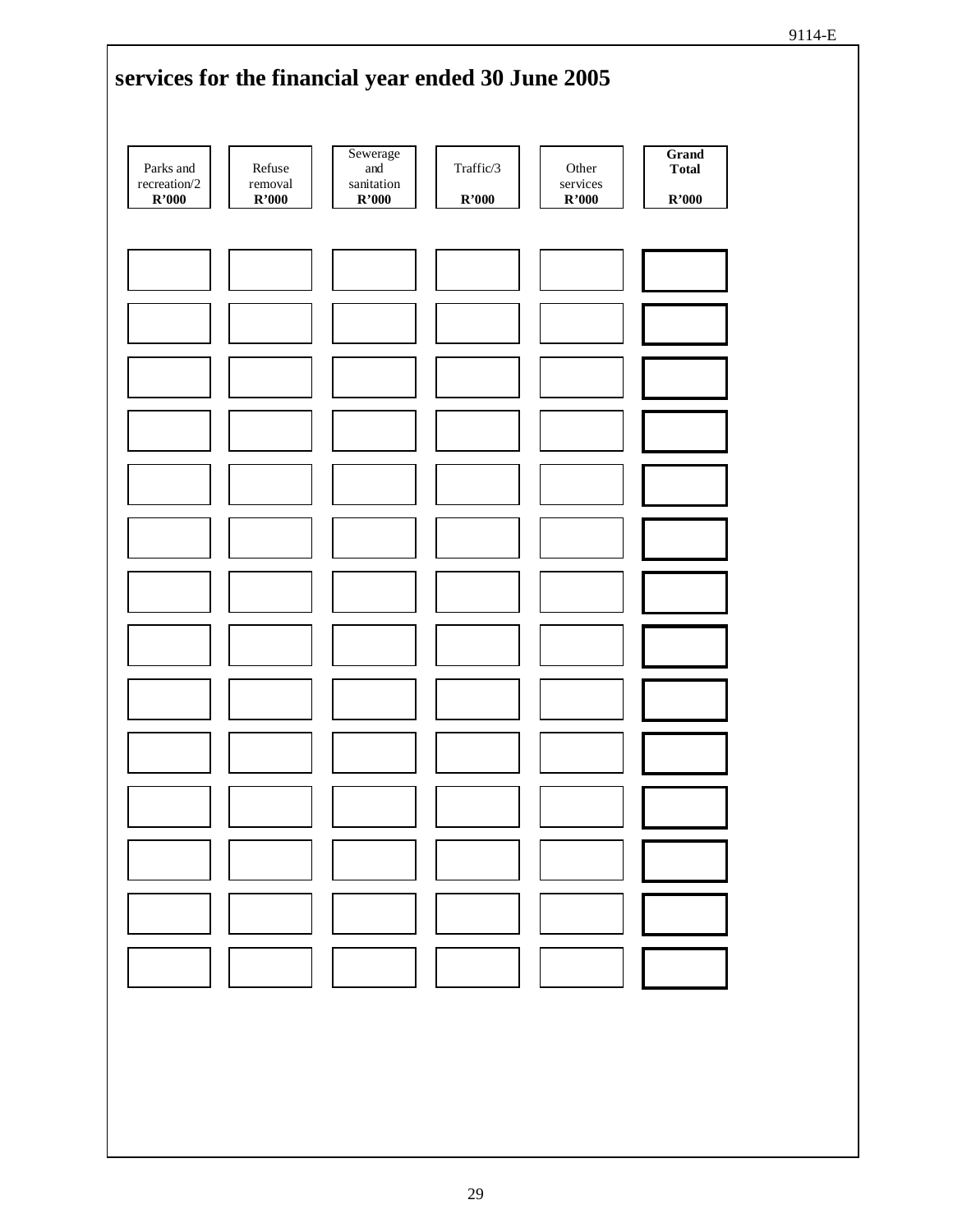## services for the financial year ended 30 June 2005

| Parks and recreation/2 R'000 | Refuse removal R'000 | Sewerage and sanitation R'000 | Traffic/3 R'000 | Other services R'000 | **Grand Total R'000** |
|---|---|---|---|---|---|
| | | | | | |
| | | | | | |
| | | | | | |
| | | | | | |
| | | | | | |
| | | | | | |
| | | | | | |
| | | | | | |
| | | | | | |
| | | | | | |
| | | | | | |
| | | | | | |
| | | | | | |
| | | | | | |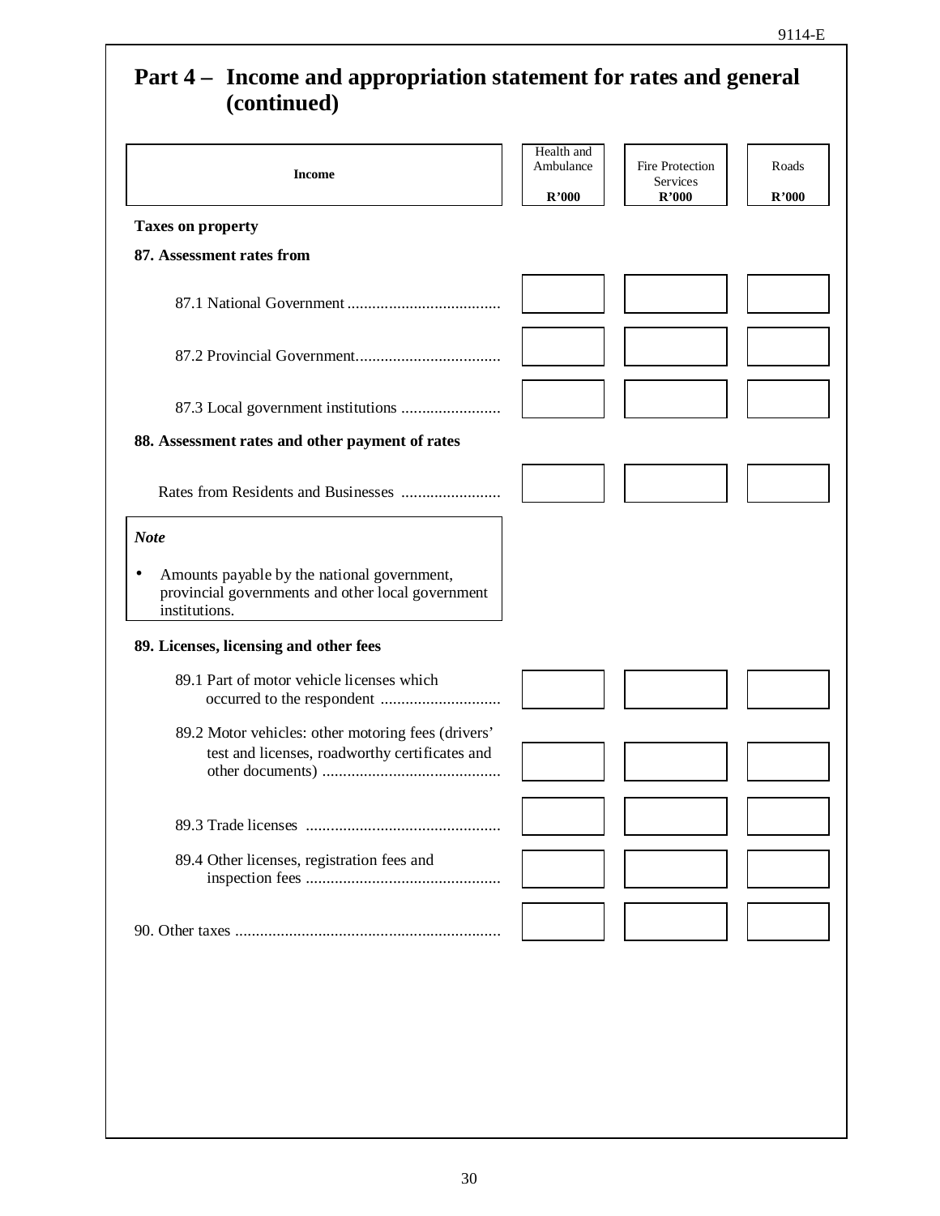## Part 4 – Income and appropriation statement for rates and general (continued)

| Income | Health and Ambulance R'000 | Fire Protection Services R'000 | Roads R'000 |
|---|---|---|---|
| **Taxes on property** | | | |
| **87. Assessment rates from** | | | |
| 87.1 National Government ..................................... | | | |
| 87.2 Provincial Government................................... | | | |
| 87.3 Local government institutions ........................ | | | |
| **88. Assessment rates and other payment of rates** | | | |
| Rates from Residents and Businesses ........................ | | | |

***Note***

- Amounts payable by the national government, provincial governments and other local government institutions.

| Income | Health and Ambulance R'000 | Fire Protection Services R'000 | Roads R'000 |
|---|---|---|---|
| **89. Licenses, licensing and other fees** | | | |
| 89.1 Part of motor vehicle licenses which occurred to the respondent ............................ | | | |
| 89.2 Motor vehicles: other motoring fees (drivers' test and licenses, roadworthy certificates and other documents) ........................................... | | | |
| 89.3 Trade licenses ............................................... | | | |
| 89.4 Other licenses, registration fees and inspection fees .............................................. | | | |
| 90. Other taxes ................................................................ | | | |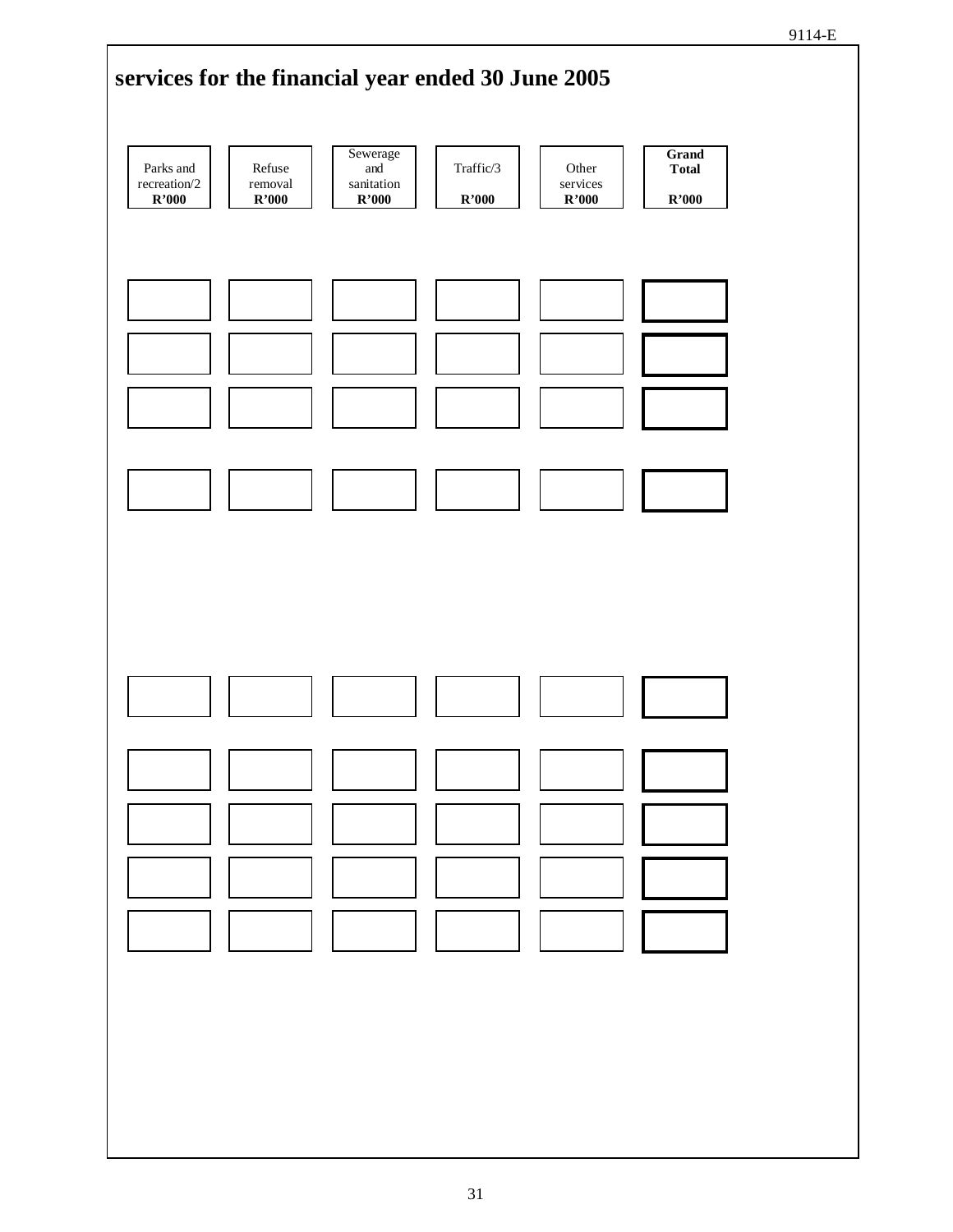## services for the financial year ended 30 June 2005

| Parks and recreation/2 R'000 | Refuse removal R'000 | Sewerage and sanitation R'000 | Traffic/3 R'000 | Other services R'000 | **Grand Total R'000** |
|---|---|---|---|---|---|
| | | | | | |
| | | | | | |
| | | | | | |
| | | | | | |
| | | | | | |
| | | | | | |
| | | | | | |
| | | | | | |
| | | | | | |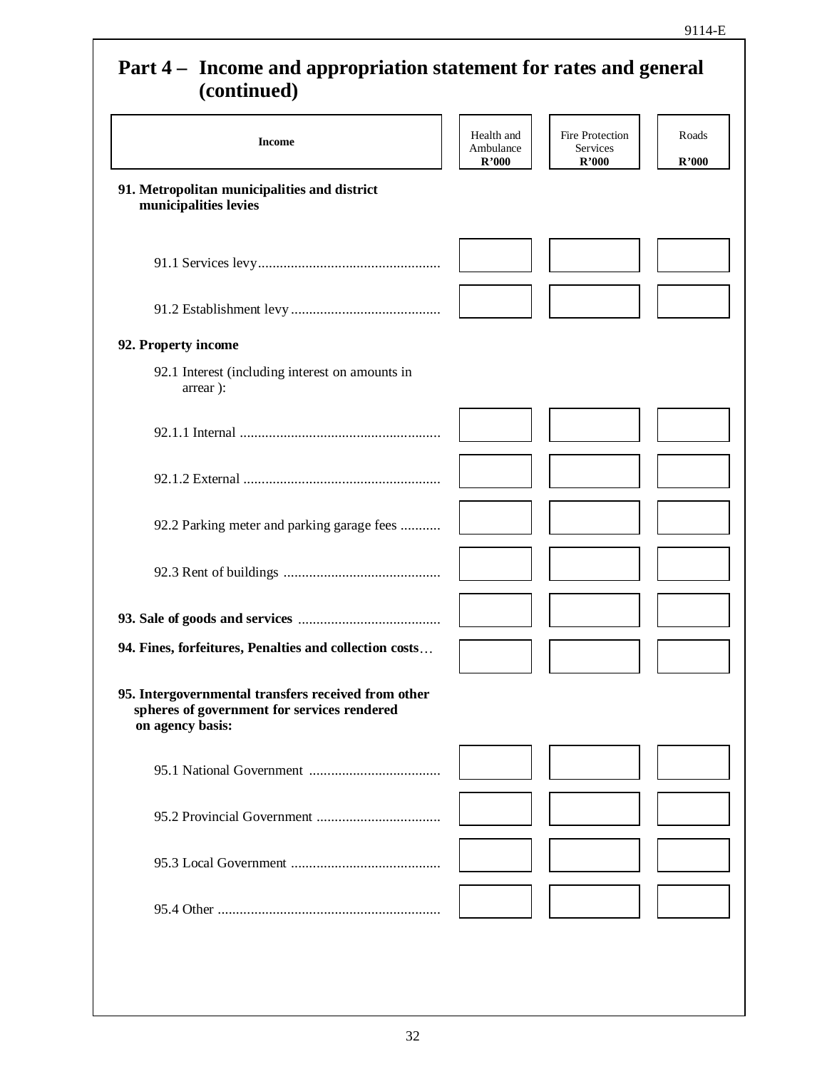9114-E

# Part 4 – Income and appropriation statement for rates and general (continued)

| Income | Health and Ambulance R'000 | Fire Protection Services R'000 | Roads R'000 |
|---|---|---|---|
| **91. Metropolitan municipalities and district municipalities levies** | | | |
| 91.1 Services levy | | | |
| 91.2 Establishment levy | | | |
| **92. Property income** | | | |
| 92.1 Interest (including interest on amounts in arrear ): | | | |
| 92.1.1 Internal | | | |
| 92.1.2 External | | | |
| 92.2 Parking meter and parking garage fees | | | |
| 92.3 Rent of buildings | | | |
| **93. Sale of goods and services** | | | |
| **94. Fines, forfeitures, Penalties and collection costs** | | | |
| **95. Intergovernmental transfers received from other spheres of government for services rendered on agency basis:** | | | |
| 95.1 National Government | | | |
| 95.2 Provincial Government | | | |
| 95.3 Local Government | | | |
| 95.4 Other | | | |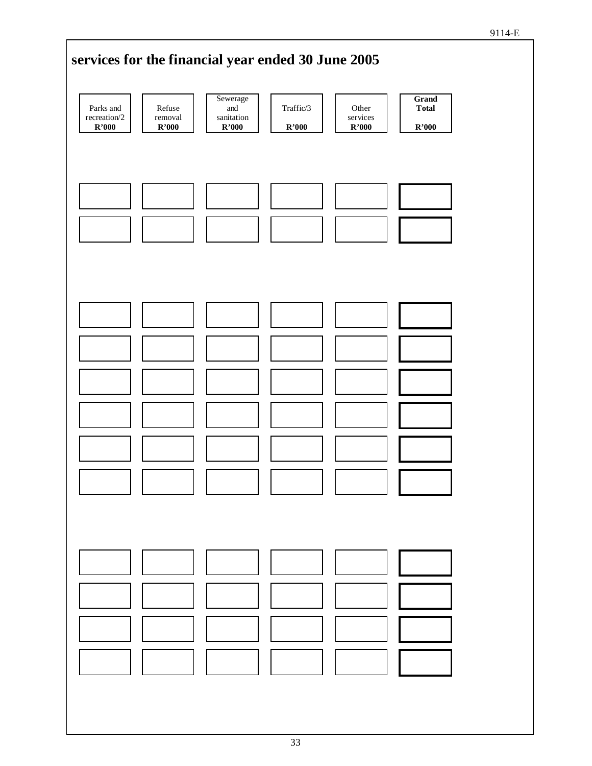## services for the financial year ended 30 June 2005

| Parks and recreation/2 R'000 | Refuse removal R'000 | Sewerage and sanitation R'000 | Traffic/3 R'000 | Other services R'000 | **Grand Total R'000** |
|---|---|---|---|---|---|
| | | | | | |
| | | | | | |
| | | | | | |
| | | | | | |
| | | | | | |
| | | | | | |
| | | | | | |
| | | | | | |
| | | | | | |
| | | | | | |
| | | | | | |
| | | | | | |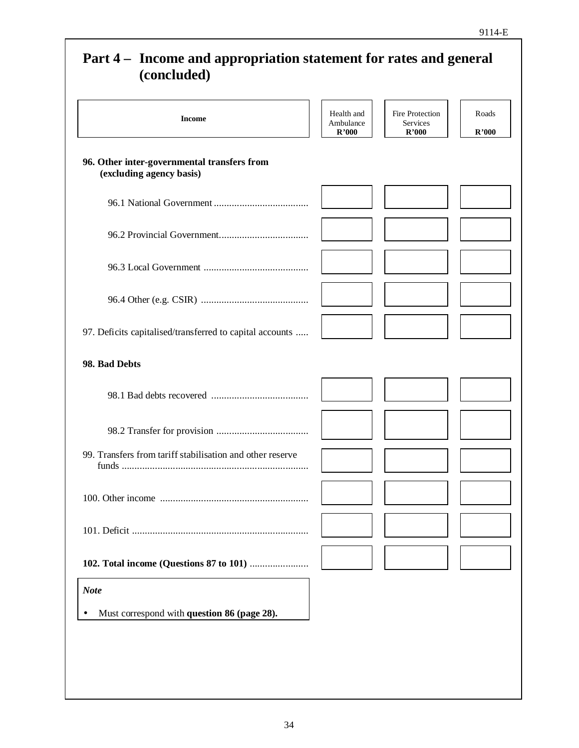## Part 4 – Income and appropriation statement for rates and general (concluded)

| Income | Health and Ambulance R'000 | Fire Protection Services R'000 | Roads R'000 |
|---|---|---|---|
| **96. Other inter-governmental transfers from (excluding agency basis)** | | | |
| 96.1 National Government ..................................... | | | |
| 96.2 Provincial Government.................................. | | | |
| 96.3 Local Government ......................................... | | | |
| 96.4 Other (e.g. CSIR) .......................................... | | | |
| 97. Deficits capitalised/transferred to capital accounts ..... | | | |
| **98. Bad Debts** | | | |
| 98.1 Bad debts recovered ...................................... | | | |
| 98.2 Transfer for provision .................................... | | | |
| 99. Transfers from tariff stabilisation and other reserve funds ......................................................................... | | | |
| 100. Other income .......................................................... | | | |
| 101. Deficit ..................................................................... | | | |
| **102. Total income (Questions 87 to 101)** ....................... | | | |

***Note***

- Must correspond with **question 86 (page 28).**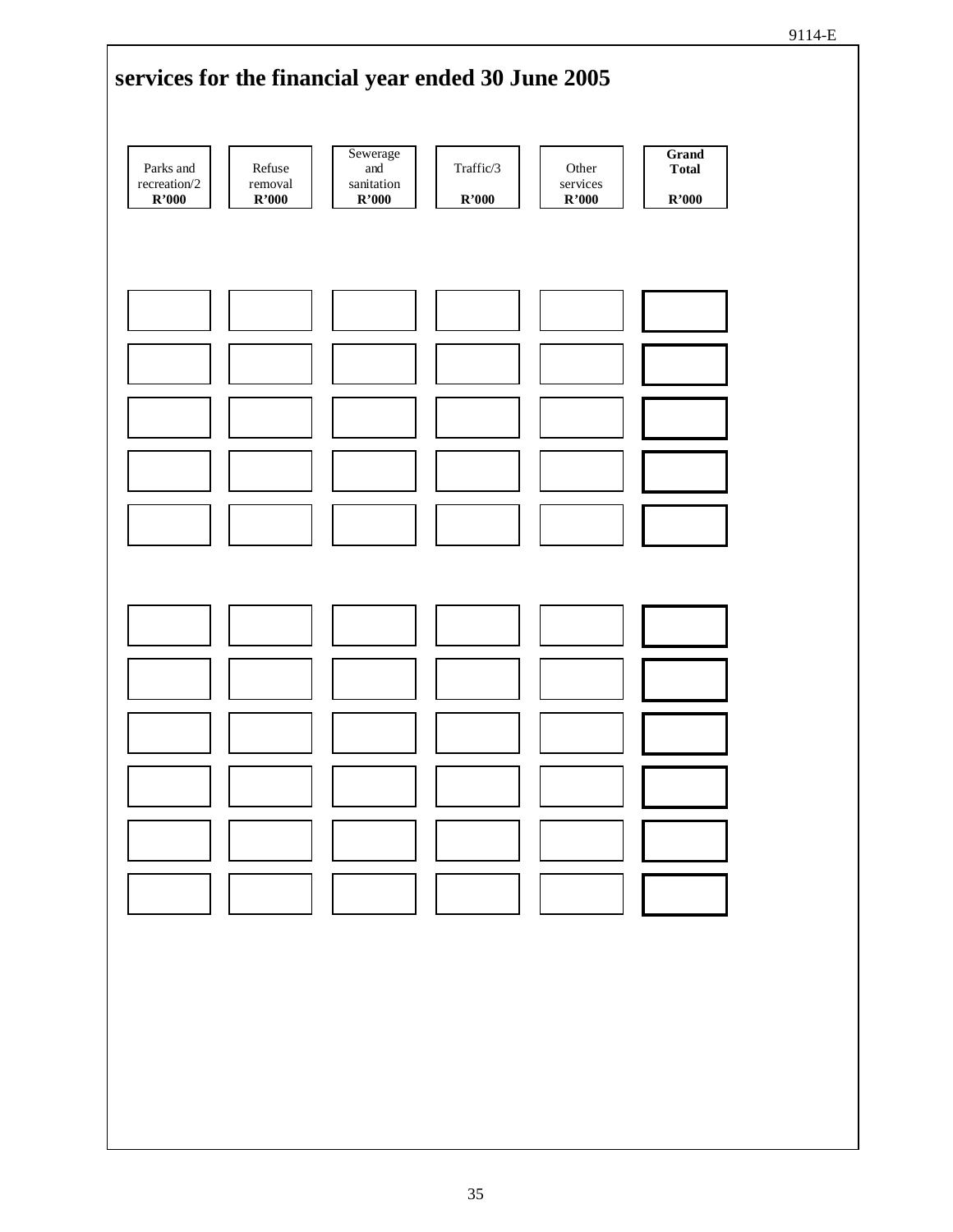## services for the financial year ended 30 June 2005

| Parks and recreation/2 R'000 | Refuse removal R'000 | Sewerage and sanitation R'000 | Traffic/3 R'000 | Other services R'000 | **Grand Total R'000** |
|---|---|---|---|---|---|
| | | | | | |
| | | | | | |
| | | | | | |
| | | | | | |
| | | | | | |
| | | | | | |
| | | | | | |
| | | | | | |
| | | | | | |
| | | | | | |
| | | | | | |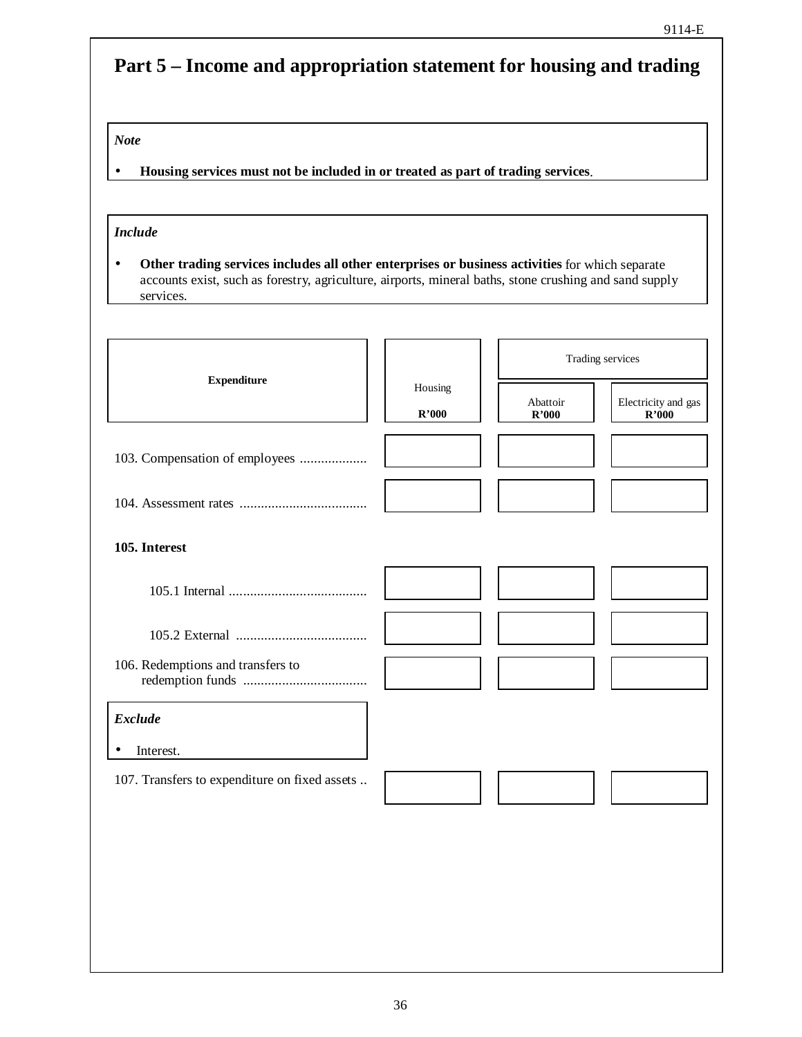# Part 5 – Income and appropriation statement for housing and trading

*Note*

- **Housing services must not be included in or treated as part of trading services**.

*Include*

- **Other trading services includes all other enterprises or business activities** for which separate accounts exist, such as forestry, agriculture, airports, mineral baths, stone crushing and sand supply services.

| Expenditure | Housing R'000 | Trading services | |
|---|---|---|---|
| | | Abattoir R'000 | Electricity and gas R'000 |
| 103. Compensation of employees .................. | | | |
| 104. Assessment rates .................................... | | | |
| **105. Interest** | | | |
| 105.1 Internal ....................................... | | | |
| 105.2 External ..................................... | | | |
| 106. Redemptions and transfers to redemption funds ................................... | | | |
| *Exclude*<br>• Interest. | | | |
| 107. Transfers to expenditure on fixed assets .. | | | |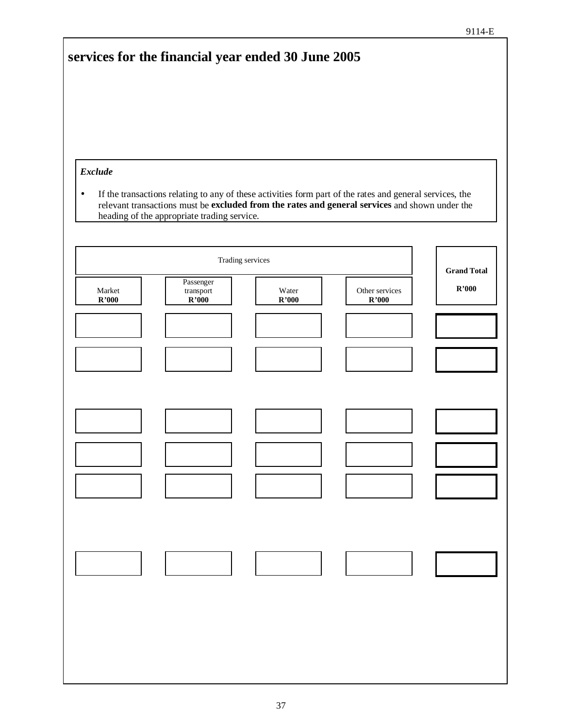## services for the financial year ended 30 June 2005

*Exclude*

- If the transactions relating to any of these activities form part of the rates and general services, the relevant transactions must be **excluded from the rates and general services** and shown under the heading of the appropriate trading service.

| Trading services | | | | Grand Total R'000 |
|---|---|---|---|---|
| Market **R'000** | Passenger transport **R'000** | Water **R'000** | Other services **R'000** | |
| | | | | |
| | | | | |
| | | | | |
| | | | | |
| | | | | |
| | | | | |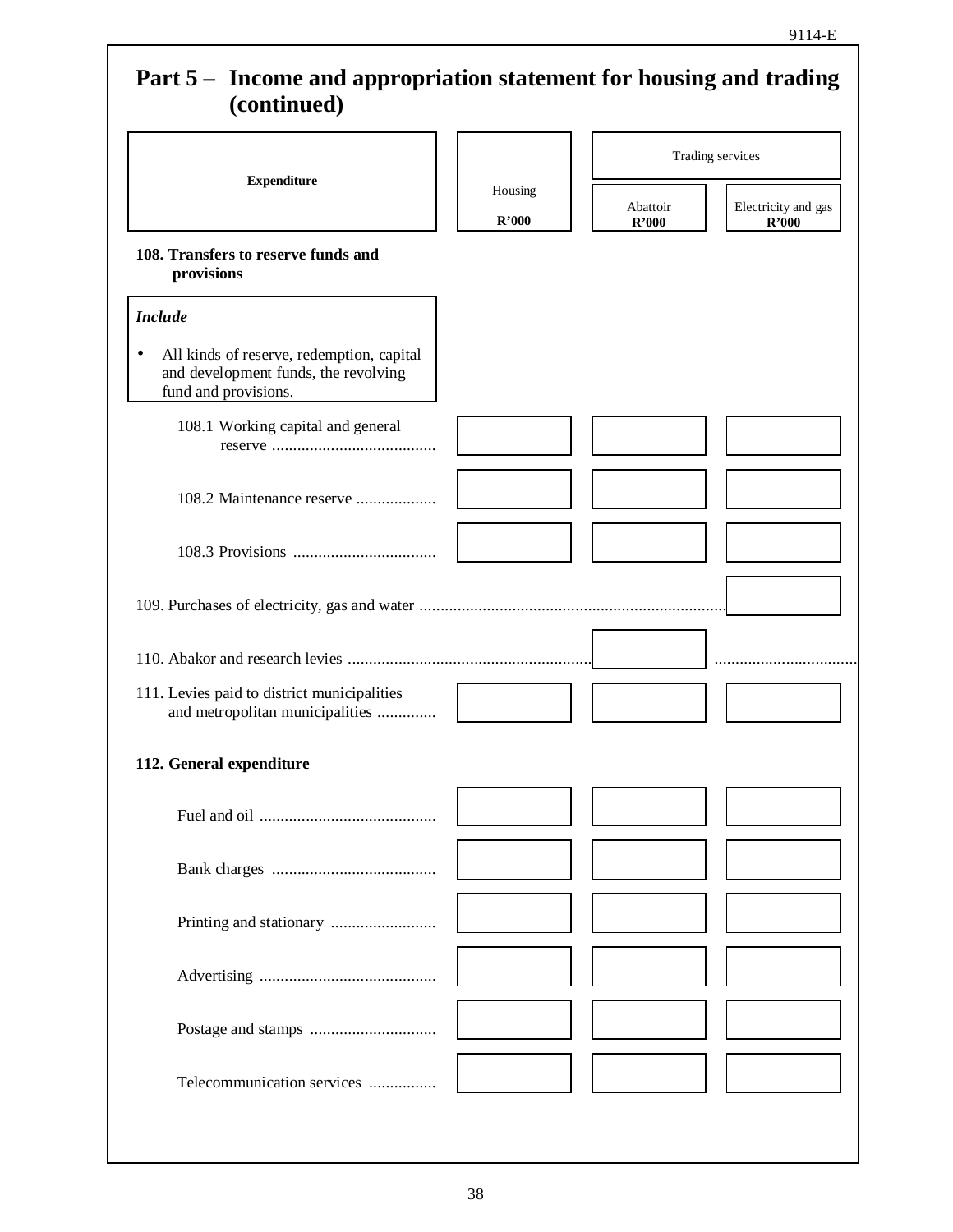## Part 5 – Income and appropriation statement for housing and trading (continued)

| Expenditure | Housing R'000 | Trading services: Abattoir R'000 | Trading services: Electricity and gas R'000 |
|---|---|---|---|
| **108. Transfers to reserve funds and provisions** | | | |
| 108.1 Working capital and general reserve ....................................... | | | |
| 108.2 Maintenance reserve ................... | | | |
| 108.3 Provisions .................................. | | | |
| 109. Purchases of electricity, gas and water ......................................................................... | | | |
| 110. Abakor and research levies .......................................................... | | | |
| 111. Levies paid to district municipalities and metropolitan municipalities .............. | | | |
| **112. General expenditure** | | | |
| Fuel and oil .......................................... | | | |
| Bank charges ....................................... | | | |
| Printing and stationary ......................... | | | |
| Advertising .......................................... | | | |
| Postage and stamps .............................. | | | |
| Telecommunication services ................ | | | |

***Include***

- All kinds of reserve, redemption, capital and development funds, the revolving fund and provisions.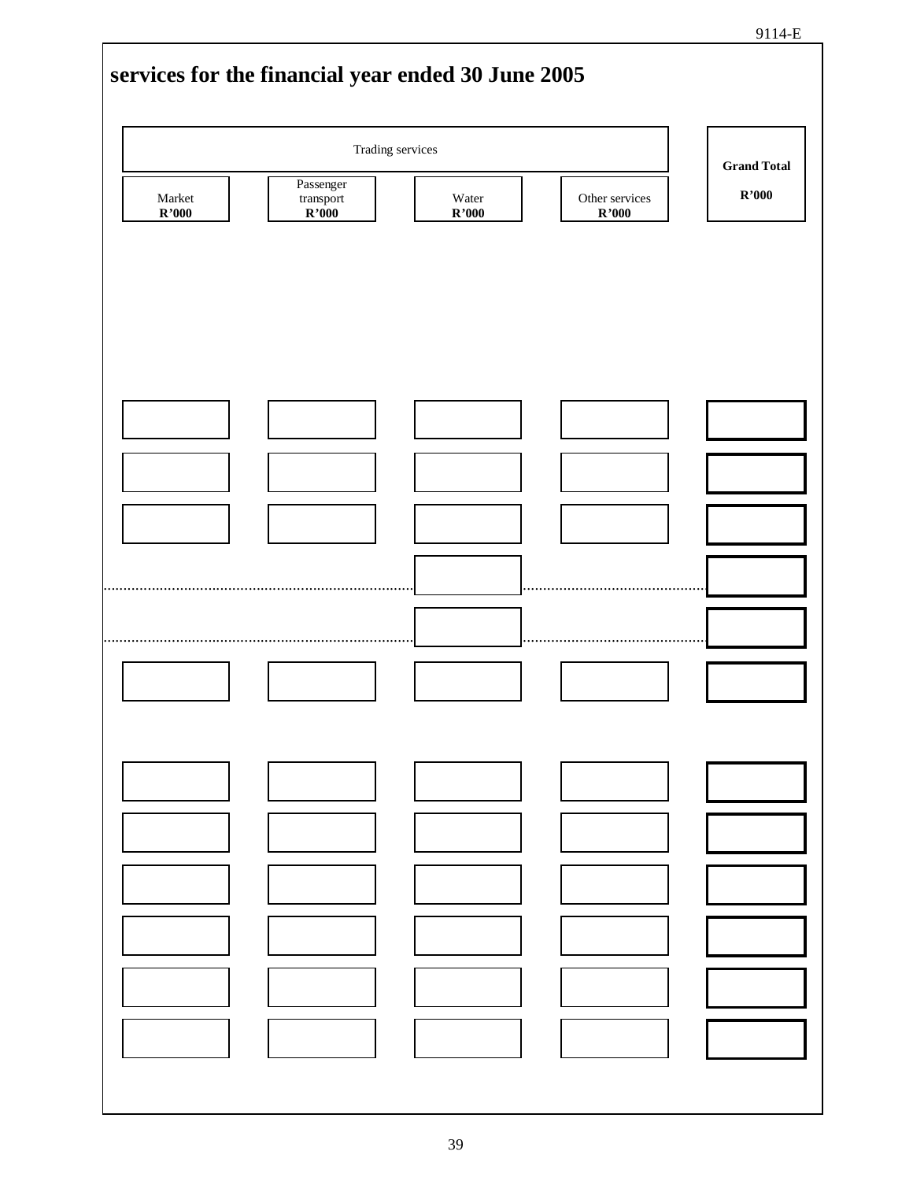## services for the financial year ended 30 June 2005

| Trading services | | | | Grand Total |
|---|---|---|---|---|
| Market<br>**R'000** | Passenger transport<br>**R'000** | Water<br>**R'000** | Other services<br>**R'000** | **R'000** |
| | | | | |
| | | | | |
| | | | | |
| | | | | |
| | | | | |
| | | | | |
| | | | | |
| | | | | |
| | | | | |
| | | | | |
| | | | | |
| | | | | |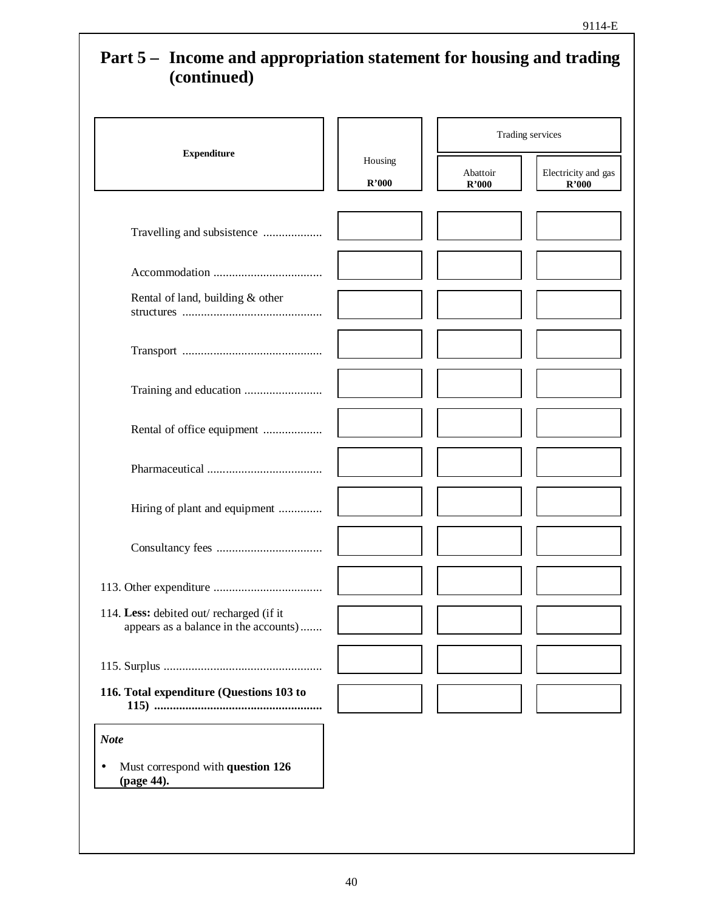## Part 5 – Income and appropriation statement for housing and trading (continued)

| Expenditure | Housing R'000 | Trading services | |
|---|---|---|---|
| | | Abattoir R'000 | Electricity and gas R'000 |
| Travelling and subsistence ................... | | | |
| Accommodation ................................... | | | |
| Rental of land, building & other structures ............................................. | | | |
| Transport ............................................. | | | |
| Training and education ......................... | | | |
| Rental of office equipment ................... | | | |
| Pharmaceutical ..................................... | | | |
| Hiring of plant and equipment .............. | | | |
| Consultancy fees .................................. | | | |
| 113. Other expenditure ................................... | | | |
| 114. **Less:** debited out/ recharged (if it appears as a balance in the accounts)....... | | | |
| 115. Surplus ................................................... | | | |
| **116. Total expenditure (Questions 103 to 115) ......................................................** | | | |

*Note*

- Must correspond with **question 126 (page 44).**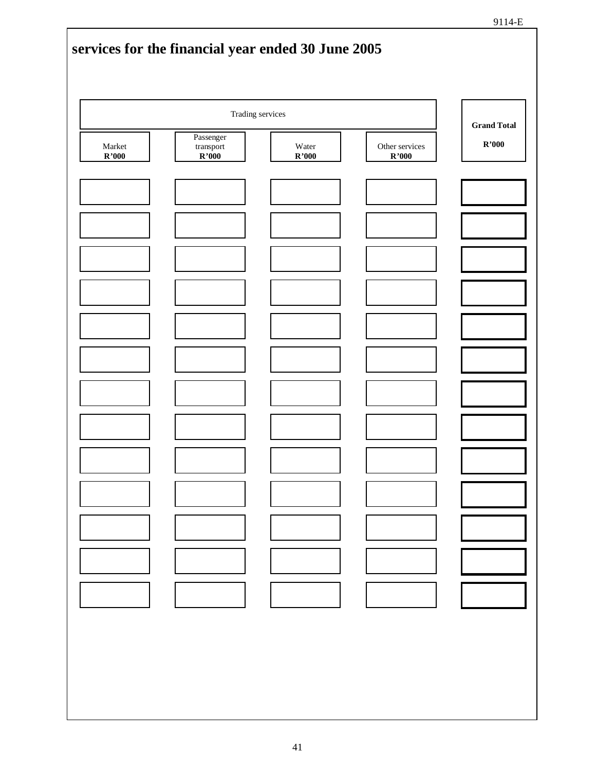## services for the financial year ended 30 June 2005

| Trading services | | | | Grand Total |
|---|---|---|---|---|
| Market<br>**R'000** | Passenger transport<br>**R'000** | Water<br>**R'000** | Other services<br>**R'000** | **R'000** |
| | | | | |
| | | | | |
| | | | | |
| | | | | |
| | | | | |
| | | | | |
| | | | | |
| | | | | |
| | | | | |
| | | | | |
| | | | | |
| | | | | |
| | | | | |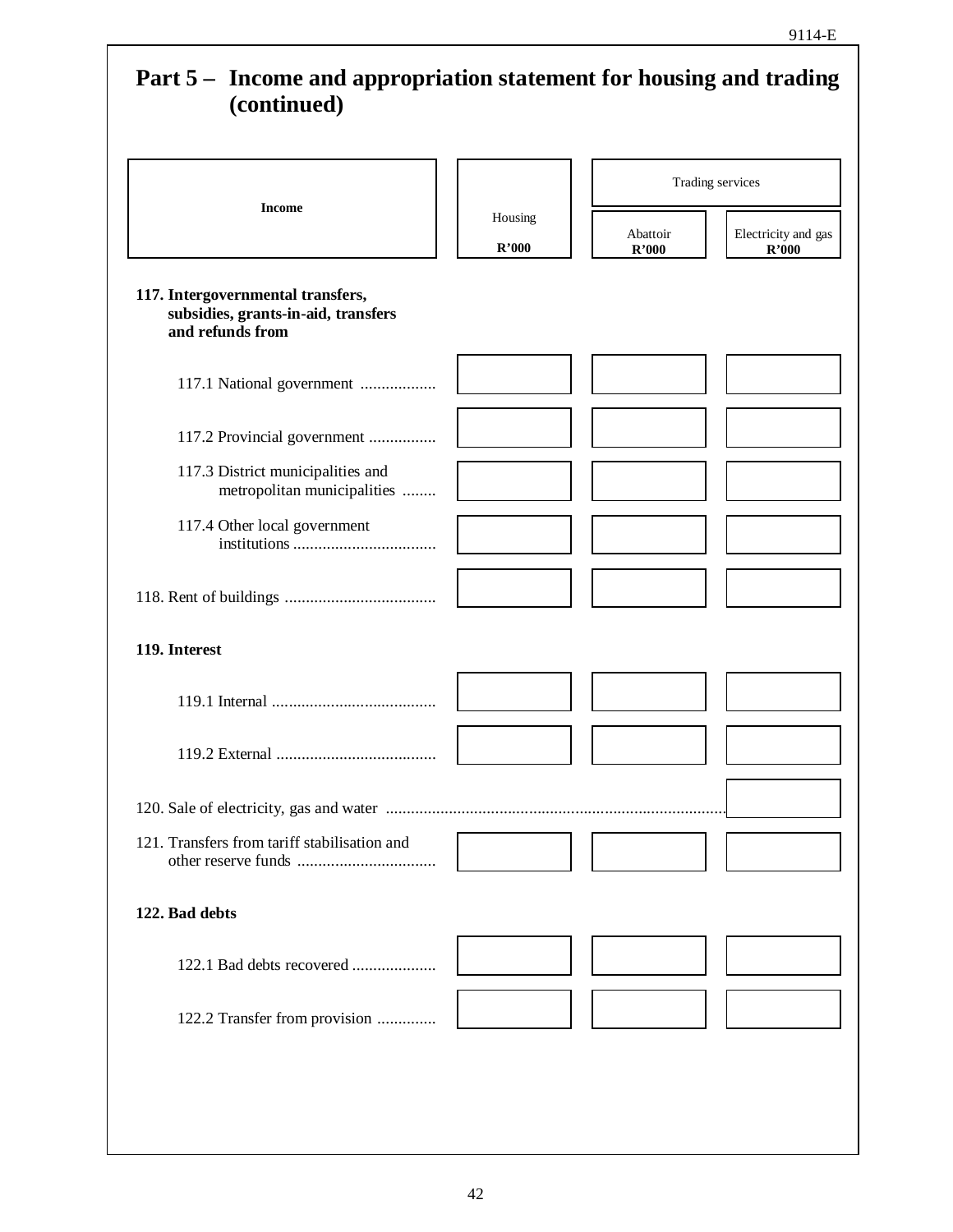# Part 5 – Income and appropriation statement for housing and trading (continued)

| Income | Housing R'000 | Trading services | |
|---|---|---|---|
| | | Abattoir R'000 | Electricity and gas R'000 |
| **117. Intergovernmental transfers, subsidies, grants-in-aid, transfers and refunds from** | | | |
| 117.1 National government .................. | | | |
| 117.2 Provincial government ................ | | | |
| 117.3 District municipalities and metropolitan municipalities ........ | | | |
| 117.4 Other local government institutions .................................. | | | |
| 118. Rent of buildings .................................... | | | |
| **119. Interest** | | | |
| 119.1 Internal ....................................... | | | |
| 119.2 External ...................................... | | | |
| 120. Sale of electricity, gas and water ................................................................................. | | | |
| 121. Transfers from tariff stabilisation and other reserve funds ................................. | | | |
| **122. Bad debts** | | | |
| 122.1 Bad debts recovered .................... | | | |
| 122.2 Transfer from provision .............. | | | |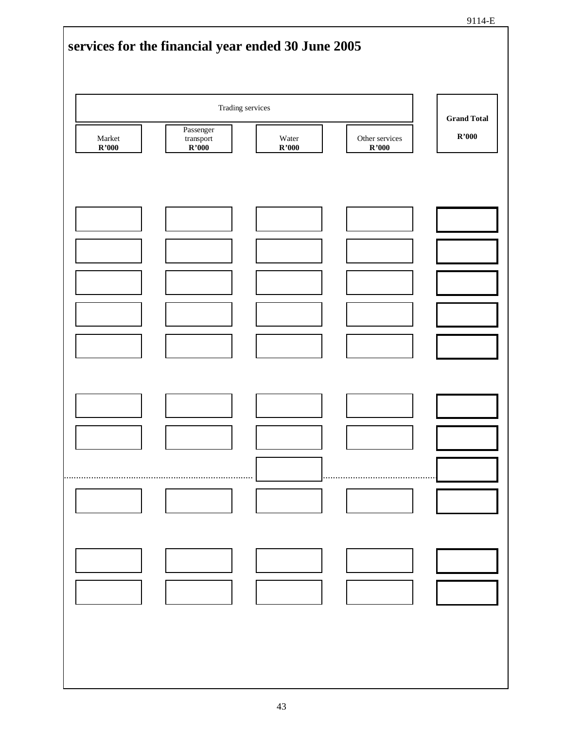## services for the financial year ended 30 June 2005

| Trading services | | | | Grand Total |
|---|---|---|---|---|
| Market **R'000** | Passenger transport **R'000** | Water **R'000** | Other services **R'000** | **R'000** |
| | | | | |
| | | | | |
| | | | | |
| | | | | |
| | | | | |
| | | | | |
| | | | | |
| | | | | |
| | | | | |
| | | | | |
| | | | | |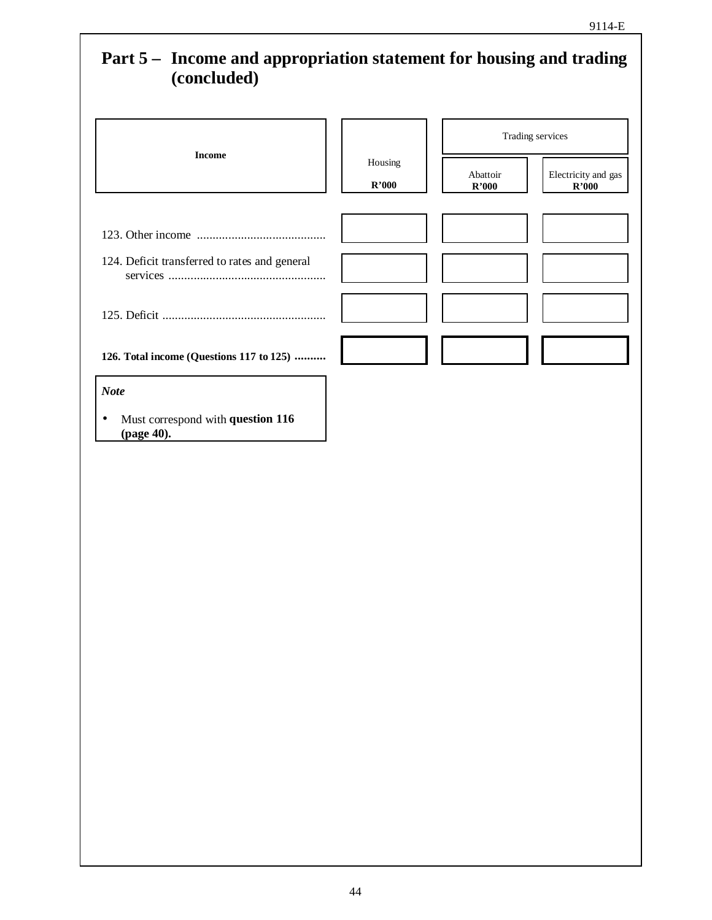## Part 5 – Income and appropriation statement for housing and trading (concluded)

| Income | Housing R'000 | Trading services | |
|---|---|---|---|
| | | Abattoir R'000 | Electricity and gas R'000 |
| 123. Other income | | | |
| 124. Deficit transferred to rates and general services | | | |
| 125. Deficit | | | |
| **126. Total income (Questions 117 to 125)** | | | |

***Note***

- Must correspond with **question 116 (page 40).**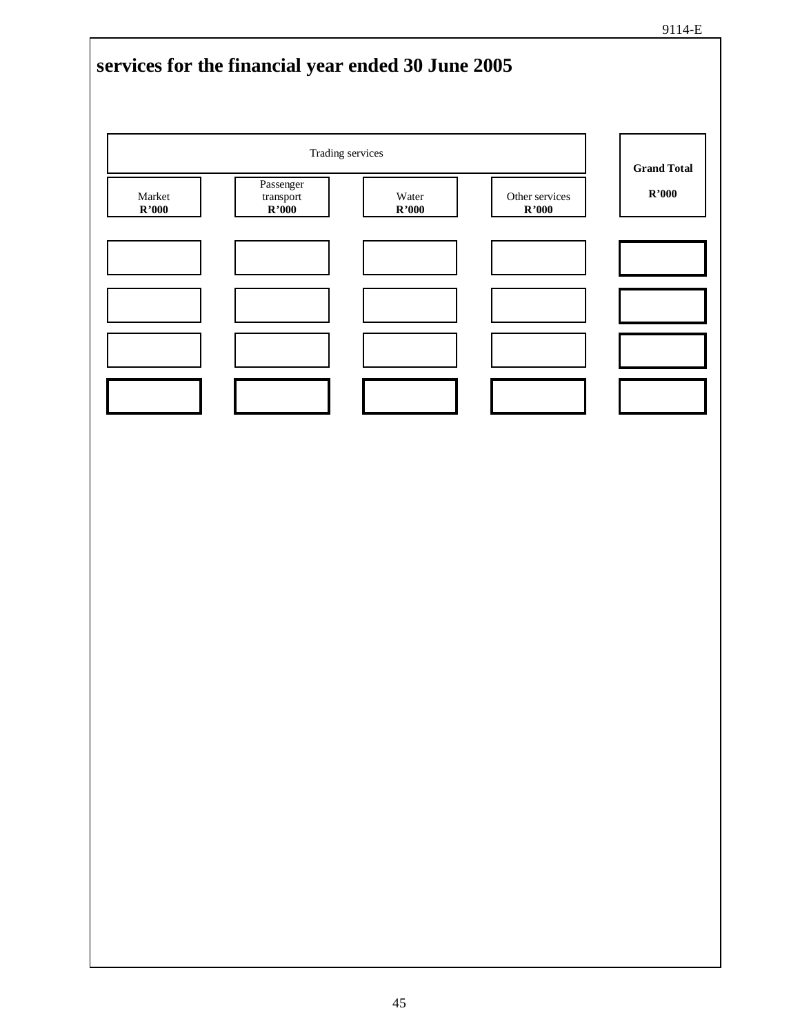**services for the financial year ended 30 June 2005**

| Trading services | | | | Grand Total |
|---|---|---|---|---|
| Market **R'000** | Passenger transport **R'000** | Water **R'000** | Other services **R'000** | **R'000** |
| | | | | |
| | | | | |
| | | | | |
| | | | | |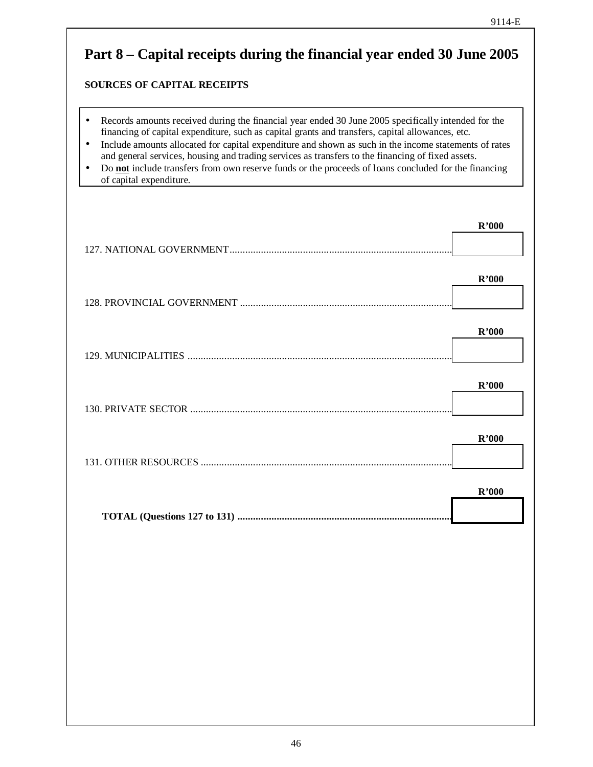# Part 8 – Capital receipts during the financial year ended 30 June 2005

**SOURCES OF CAPITAL RECEIPTS**

- Records amounts received during the financial year ended 30 June 2005 specifically intended for the financing of capital expenditure, such as capital grants and transfers, capital allowances, etc.
- Include amounts allocated for capital expenditure and shown as such in the income statements of rates and general services, housing and trading services as transfers to the financing of fixed assets.
- Do **not** include transfers from own reserve funds or the proceeds of loans concluded for the financing of capital expenditure.

| | R'000 |
|---|---|
| 127. NATIONAL GOVERNMENT | |
| 128. PROVINCIAL GOVERNMENT | |
| 129. MUNICIPALITIES | |
| 130. PRIVATE SECTOR | |
| 131. OTHER RESOURCES | |
| **TOTAL (Questions 127 to 131)** | |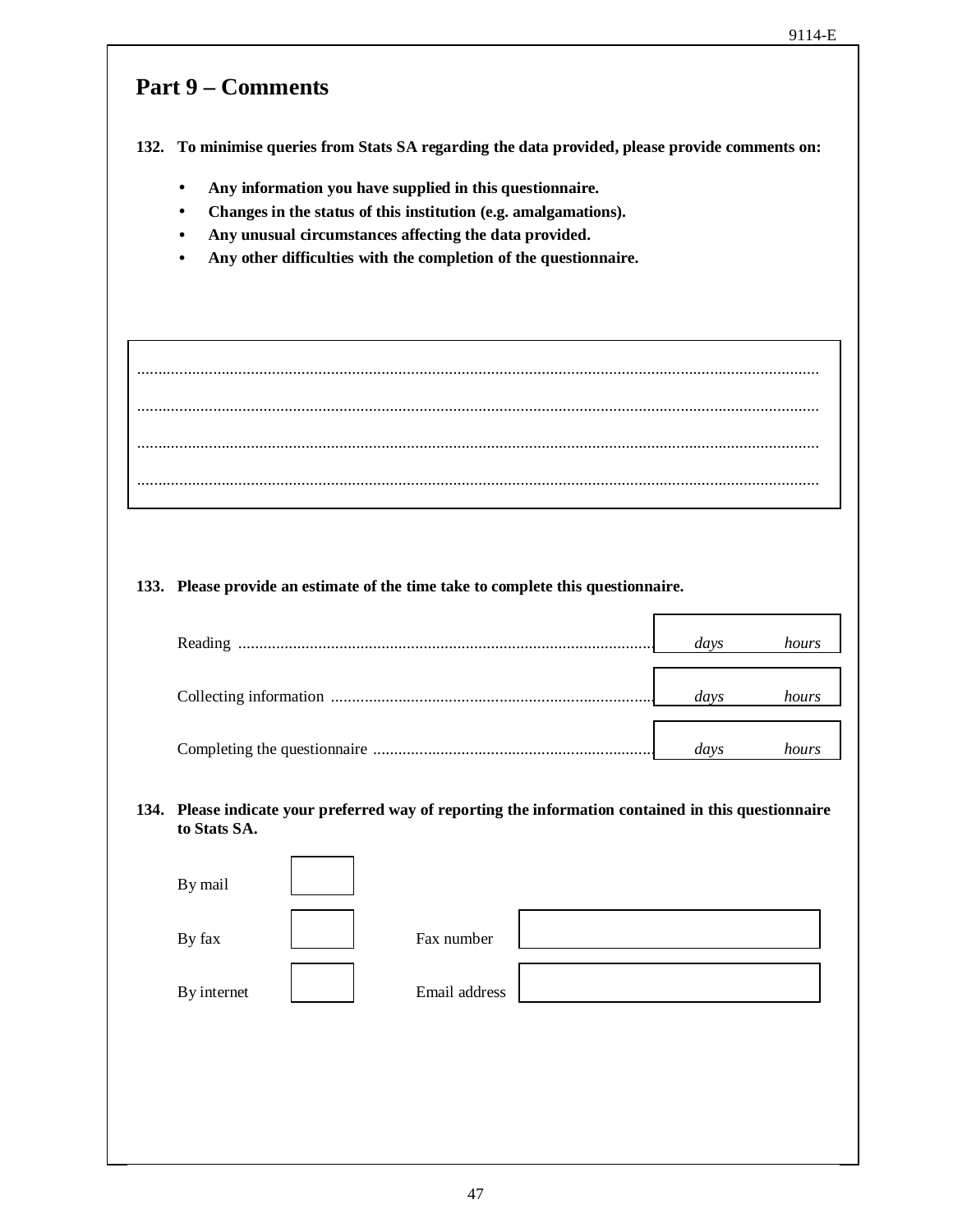## Part 9 – Comments

**132. To minimise queries from Stats SA regarding the data provided, please provide comments on:**

- **Any information you have supplied in this questionnaire.**
- **Changes in the status of this institution (e.g. amalgamations).**
- **Any unusual circumstances affecting the data provided.**
- **Any other difficulties with the completion of the questionnaire.**

.................................................................................................................................................................

.................................................................................................................................................................

.................................................................................................................................................................

.................................................................................................................................................................

**133. Please provide an estimate of the time take to complete this questionnaire.**

| | | |
|---|---|---|
| Reading ................................................................................................ | *days* | *hours* |
| Collecting information ............................................................................ | *days* | *hours* |
| Completing the questionnaire ................................................................... | *days* | *hours* |

**134. Please indicate your preferred way of reporting the information contained in this questionnaire to Stats SA.**

| | | | |
|---|---|---|---|
| By mail | | | |
| By fax | | Fax number | |
| By internet | | Email address | |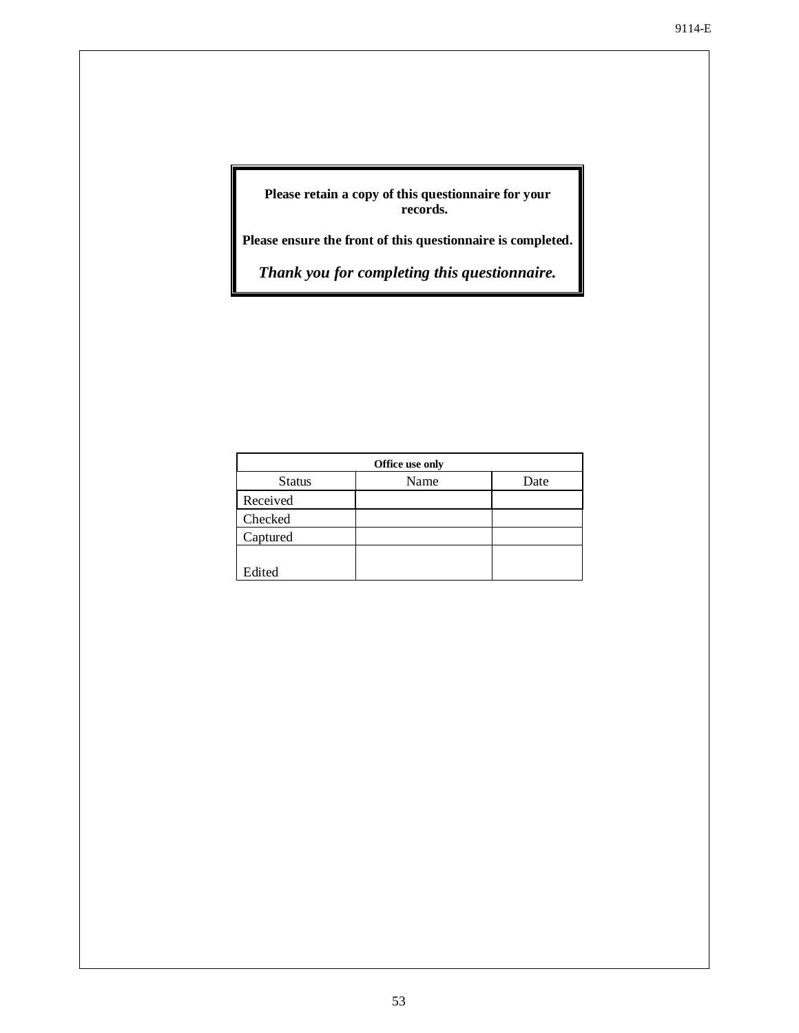**Please retain a copy of this questionnaire for your records.**

**Please ensure the front of this questionnaire is completed.**

***Thank you for completing this questionnaire.***

| Office use only | | |
|---|---|---|
| Status | Name | Date |
| Received | | |
| Checked | | |
| Captured | | |
| Edited | | |